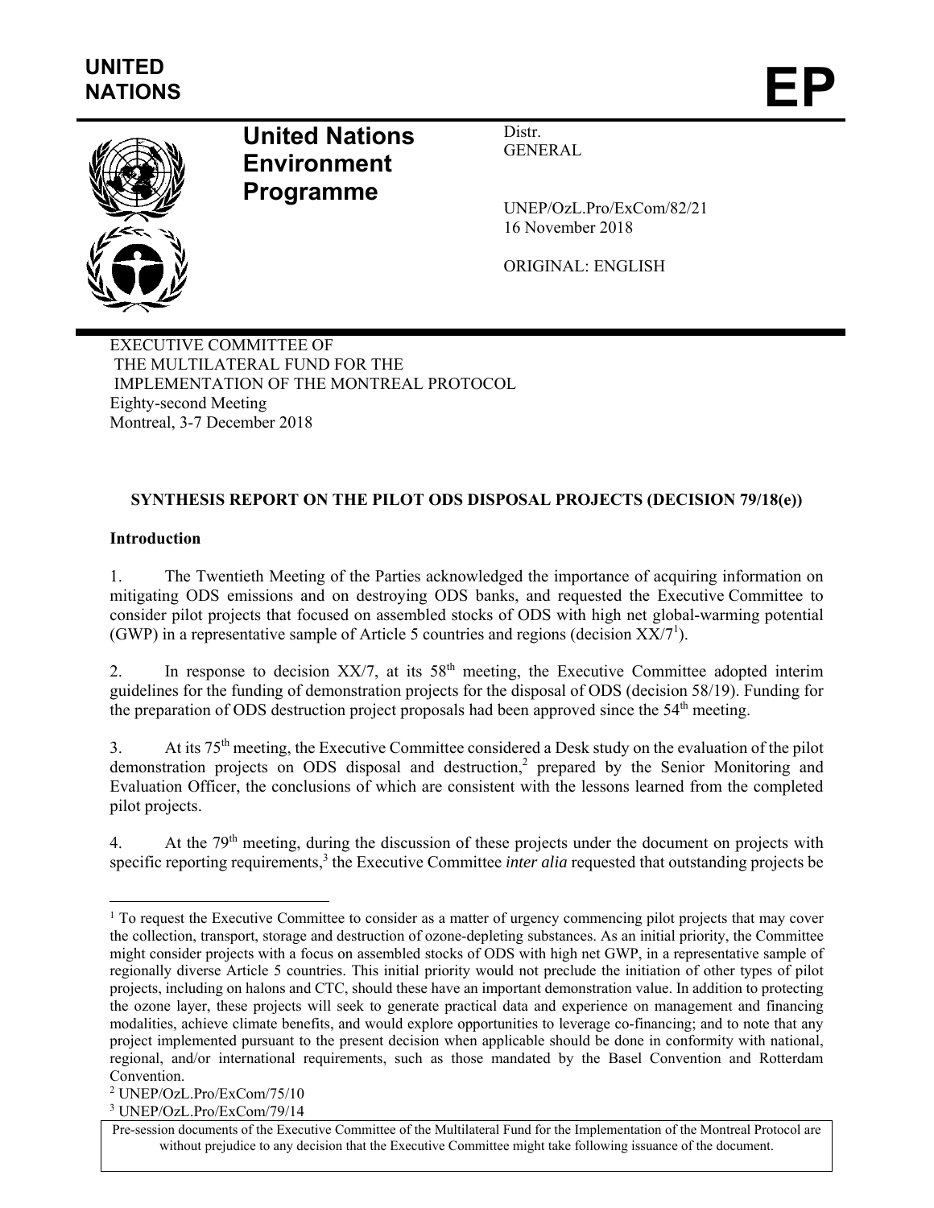UNITED NATIONS

EP

# United Nations Environment Programme

Distr.
GENERAL

UNEP/OzL.Pro/ExCom/82/21
16 November 2018

ORIGINAL: ENGLISH

EXECUTIVE COMMITTEE OF
THE MULTILATERAL FUND FOR THE
IMPLEMENTATION OF THE MONTREAL PROTOCOL
Eighty-second Meeting
Montreal, 3-7 December 2018

## SYNTHESIS REPORT ON THE PILOT ODS DISPOSAL PROJECTS (DECISION 79/18(e))

### Introduction

1. The Twentieth Meeting of the Parties acknowledged the importance of acquiring information on mitigating ODS emissions and on destroying ODS banks, and requested the Executive Committee to consider pilot projects that focused on assembled stocks of ODS with high net global-warming potential (GWP) in a representative sample of Article 5 countries and regions (decision XX/7[1]).

2. In response to decision XX/7, at its 58th meeting, the Executive Committee adopted interim guidelines for the funding of demonstration projects for the disposal of ODS (decision 58/19). Funding for the preparation of ODS destruction project proposals had been approved since the 54th meeting.

3. At its 75th meeting, the Executive Committee considered a Desk study on the evaluation of the pilot demonstration projects on ODS disposal and destruction,[2] prepared by the Senior Monitoring and Evaluation Officer, the conclusions of which are consistent with the lessons learned from the completed pilot projects.

4. At the 79th meeting, during the discussion of these projects under the document on projects with specific reporting requirements,[3] the Executive Committee *inter alia* requested that outstanding projects be

[1] To request the Executive Committee to consider as a matter of urgency commencing pilot projects that may cover the collection, transport, storage and destruction of ozone-depleting substances. As an initial priority, the Committee might consider projects with a focus on assembled stocks of ODS with high net GWP, in a representative sample of regionally diverse Article 5 countries. This initial priority would not preclude the initiation of other types of pilot projects, including on halons and CTC, should these have an important demonstration value. In addition to protecting the ozone layer, these projects will seek to generate practical data and experience on management and financing modalities, achieve climate benefits, and would explore opportunities to leverage co-financing; and to note that any project implemented pursuant to the present decision when applicable should be done in conformity with national, regional, and/or international requirements, such as those mandated by the Basel Convention and Rotterdam Convention.

[2] UNEP/OzL.Pro/ExCom/75/10

[3] UNEP/OzL.Pro/ExCom/79/14

Pre-session documents of the Executive Committee of the Multilateral Fund for the Implementation of the Montreal Protocol are without prejudice to any decision that the Executive Committee might take following issuance of the document.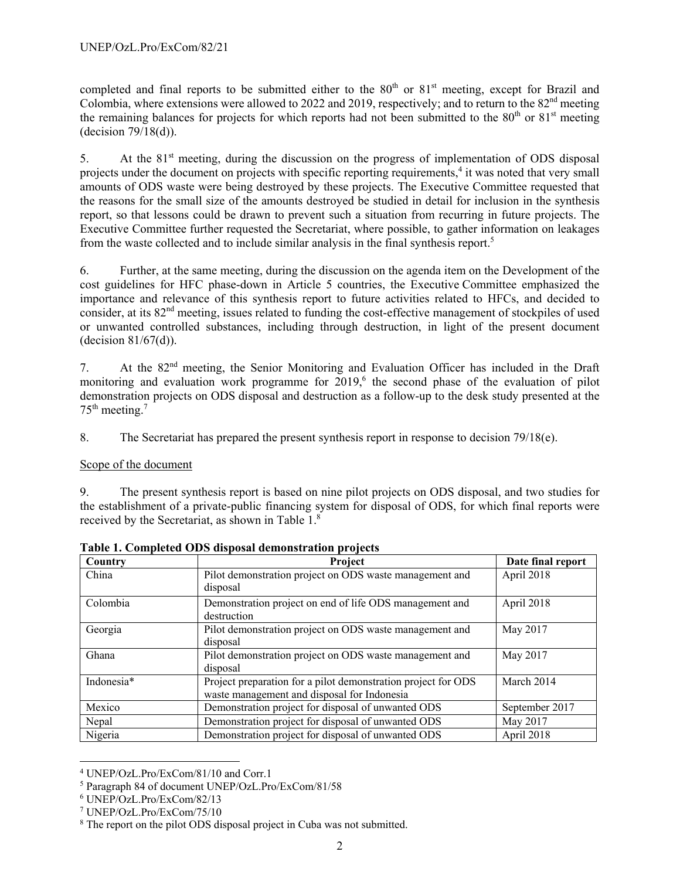completed and final reports to be submitted either to the 80th or 81st meeting, except for Brazil and Colombia, where extensions were allowed to 2022 and 2019, respectively; and to return to the 82nd meeting the remaining balances for projects for which reports had not been submitted to the 80th or 81st meeting (decision 79/18(d)).

5. At the 81st meeting, during the discussion on the progress of implementation of ODS disposal projects under the document on projects with specific reporting requirements,[4] it was noted that very small amounts of ODS waste were being destroyed by these projects. The Executive Committee requested that the reasons for the small size of the amounts destroyed be studied in detail for inclusion in the synthesis report, so that lessons could be drawn to prevent such a situation from recurring in future projects. The Executive Committee further requested the Secretariat, where possible, to gather information on leakages from the waste collected and to include similar analysis in the final synthesis report.[5]

6. Further, at the same meeting, during the discussion on the agenda item on the Development of the cost guidelines for HFC phase-down in Article 5 countries, the Executive Committee emphasized the importance and relevance of this synthesis report to future activities related to HFCs, and decided to consider, at its 82nd meeting, issues related to funding the cost-effective management of stockpiles of used or unwanted controlled substances, including through destruction, in light of the present document (decision 81/67(d)).

7. At the 82nd meeting, the Senior Monitoring and Evaluation Officer has included in the Draft monitoring and evaluation work programme for 2019,[6] the second phase of the evaluation of pilot demonstration projects on ODS disposal and destruction as a follow-up to the desk study presented at the 75th meeting.[7]

8. The Secretariat has prepared the present synthesis report in response to decision 79/18(e).

Scope of the document

9. The present synthesis report is based on nine pilot projects on ODS disposal, and two studies for the establishment of a private-public financing system for disposal of ODS, for which final reports were received by the Secretariat, as shown in Table 1.[8]

**Table 1. Completed ODS disposal demonstration projects**

| Country | Project | Date final report |
|---|---|---|
| China | Pilot demonstration project on ODS waste management and disposal | April 2018 |
| Colombia | Demonstration project on end of life ODS management and destruction | April 2018 |
| Georgia | Pilot demonstration project on ODS waste management and disposal | May 2017 |
| Ghana | Pilot demonstration project on ODS waste management and disposal | May 2017 |
| Indonesia* | Project preparation for a pilot demonstration project for ODS waste management and disposal for Indonesia | March 2014 |
| Mexico | Demonstration project for disposal of unwanted ODS | September 2017 |
| Nepal | Demonstration project for disposal of unwanted ODS | May 2017 |
| Nigeria | Demonstration project for disposal of unwanted ODS | April 2018 |

[4] UNEP/OzL.Pro/ExCom/81/10 and Corr.1
[5] Paragraph 84 of document UNEP/OzL.Pro/ExCom/81/58
[6] UNEP/OzL.Pro/ExCom/82/13
[7] UNEP/OzL.Pro/ExCom/75/10
[8] The report on the pilot ODS disposal project in Cuba was not submitted.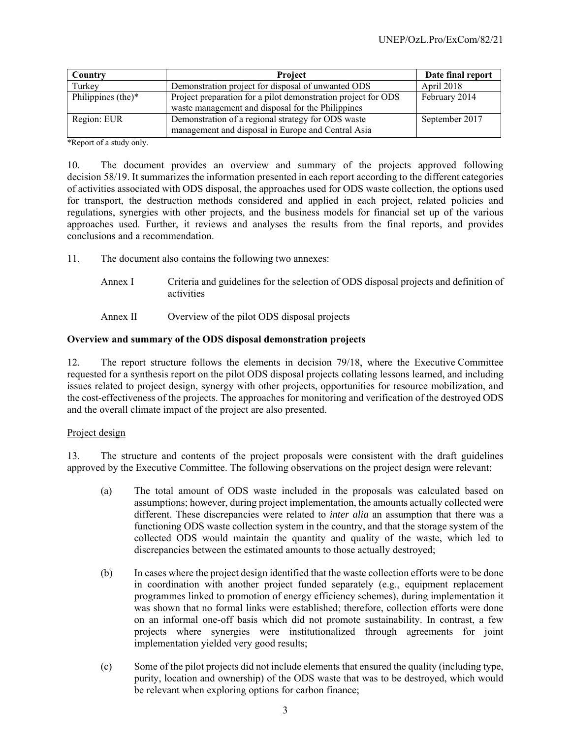| Country | Project | Date final report |
|---|---|---|
| Turkey | Demonstration project for disposal of unwanted ODS | April 2018 |
| Philippines (the)* | Project preparation for a pilot demonstration project for ODS waste management and disposal for the Philippines | February 2014 |
| Region: EUR | Demonstration of a regional strategy for ODS waste management and disposal in Europe and Central Asia | September 2017 |

*Report of a study only.

10. The document provides an overview and summary of the projects approved following decision 58/19. It summarizes the information presented in each report according to the different categories of activities associated with ODS disposal, the approaches used for ODS waste collection, the options used for transport, the destruction methods considered and applied in each project, related policies and regulations, synergies with other projects, and the business models for financial set up of the various approaches used. Further, it reviews and analyses the results from the final reports, and provides conclusions and a recommendation.

11. The document also contains the following two annexes:

Annex I Criteria and guidelines for the selection of ODS disposal projects and definition of activities

Annex II Overview of the pilot ODS disposal projects

**Overview and summary of the ODS disposal demonstration projects**

12. The report structure follows the elements in decision 79/18, where the Executive Committee requested for a synthesis report on the pilot ODS disposal projects collating lessons learned, and including issues related to project design, synergy with other projects, opportunities for resource mobilization, and the cost-effectiveness of the projects. The approaches for monitoring and verification of the destroyed ODS and the overall climate impact of the project are also presented.

Project design

13. The structure and contents of the project proposals were consistent with the draft guidelines approved by the Executive Committee. The following observations on the project design were relevant:

(a) The total amount of ODS waste included in the proposals was calculated based on assumptions; however, during project implementation, the amounts actually collected were different. These discrepancies were related to *inter alia* an assumption that there was a functioning ODS waste collection system in the country, and that the storage system of the collected ODS would maintain the quantity and quality of the waste, which led to discrepancies between the estimated amounts to those actually destroyed;

(b) In cases where the project design identified that the waste collection efforts were to be done in coordination with another project funded separately (e.g., equipment replacement programmes linked to promotion of energy efficiency schemes), during implementation it was shown that no formal links were established; therefore, collection efforts were done on an informal one-off basis which did not promote sustainability. In contrast, a few projects where synergies were institutionalized through agreements for joint implementation yielded very good results;

(c) Some of the pilot projects did not include elements that ensured the quality (including type, purity, location and ownership) of the ODS waste that was to be destroyed, which would be relevant when exploring options for carbon finance;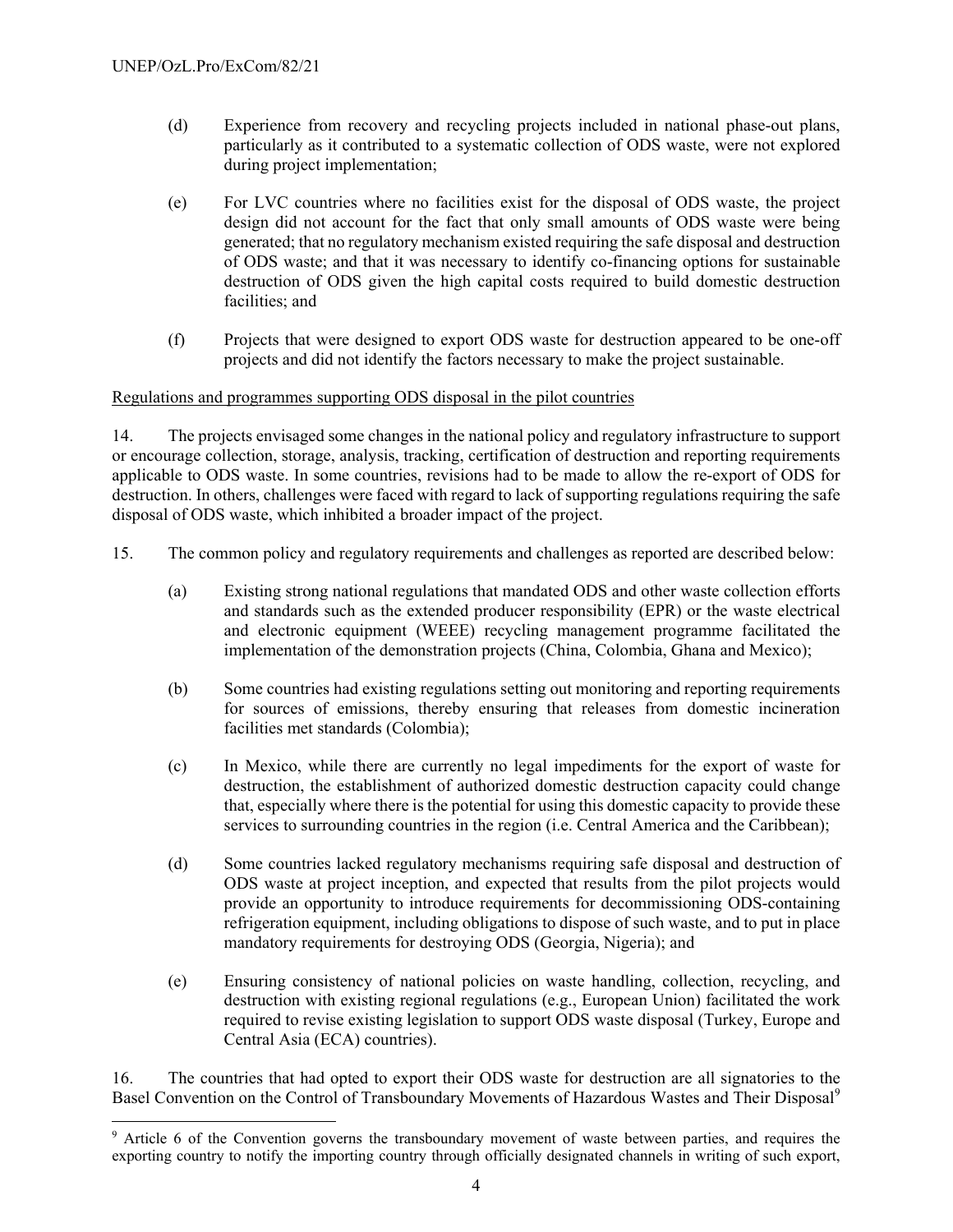(d) Experience from recovery and recycling projects included in national phase-out plans, particularly as it contributed to a systematic collection of ODS waste, were not explored during project implementation;

(e) For LVC countries where no facilities exist for the disposal of ODS waste, the project design did not account for the fact that only small amounts of ODS waste were being generated; that no regulatory mechanism existed requiring the safe disposal and destruction of ODS waste; and that it was necessary to identify co-financing options for sustainable destruction of ODS given the high capital costs required to build domestic destruction facilities; and

(f) Projects that were designed to export ODS waste for destruction appeared to be one-off projects and did not identify the factors necessary to make the project sustainable.

Regulations and programmes supporting ODS disposal in the pilot countries

14. The projects envisaged some changes in the national policy and regulatory infrastructure to support or encourage collection, storage, analysis, tracking, certification of destruction and reporting requirements applicable to ODS waste. In some countries, revisions had to be made to allow the re-export of ODS for destruction. In others, challenges were faced with regard to lack of supporting regulations requiring the safe disposal of ODS waste, which inhibited a broader impact of the project.

15. The common policy and regulatory requirements and challenges as reported are described below:

(a) Existing strong national regulations that mandated ODS and other waste collection efforts and standards such as the extended producer responsibility (EPR) or the waste electrical and electronic equipment (WEEE) recycling management programme facilitated the implementation of the demonstration projects (China, Colombia, Ghana and Mexico);

(b) Some countries had existing regulations setting out monitoring and reporting requirements for sources of emissions, thereby ensuring that releases from domestic incineration facilities met standards (Colombia);

(c) In Mexico, while there are currently no legal impediments for the export of waste for destruction, the establishment of authorized domestic destruction capacity could change that, especially where there is the potential for using this domestic capacity to provide these services to surrounding countries in the region (i.e. Central America and the Caribbean);

(d) Some countries lacked regulatory mechanisms requiring safe disposal and destruction of ODS waste at project inception, and expected that results from the pilot projects would provide an opportunity to introduce requirements for decommissioning ODS-containing refrigeration equipment, including obligations to dispose of such waste, and to put in place mandatory requirements for destroying ODS (Georgia, Nigeria); and

(e) Ensuring consistency of national policies on waste handling, collection, recycling, and destruction with existing regional regulations (e.g., European Union) facilitated the work required to revise existing legislation to support ODS waste disposal (Turkey, Europe and Central Asia (ECA) countries).

16. The countries that had opted to export their ODS waste for destruction are all signatories to the Basel Convention on the Control of Transboundary Movements of Hazardous Wastes and Their Disposal[9]

[9] Article 6 of the Convention governs the transboundary movement of waste between parties, and requires the exporting country to notify the importing country through officially designated channels in writing of such export,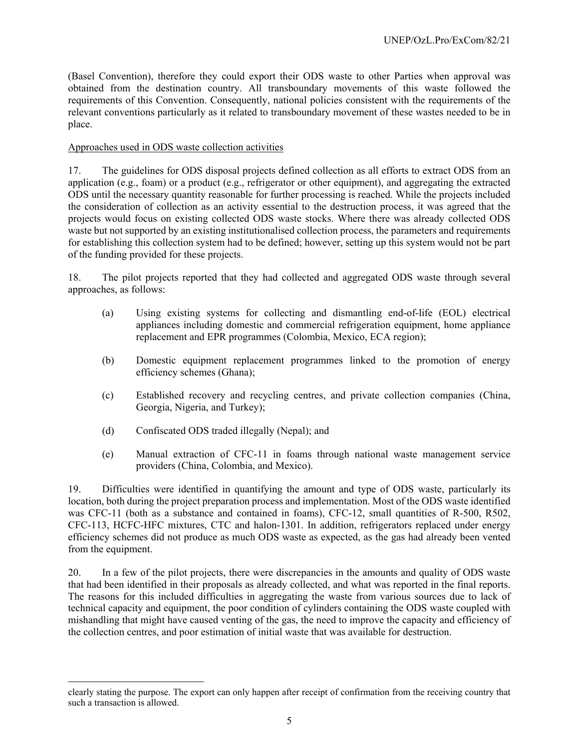(Basel Convention), therefore they could export their ODS waste to other Parties when approval was obtained from the destination country. All transboundary movements of this waste followed the requirements of this Convention. Consequently, national policies consistent with the requirements of the relevant conventions particularly as it related to transboundary movement of these wastes needed to be in place.

Approaches used in ODS waste collection activities

17. The guidelines for ODS disposal projects defined collection as all efforts to extract ODS from an application (e.g., foam) or a product (e.g., refrigerator or other equipment), and aggregating the extracted ODS until the necessary quantity reasonable for further processing is reached. While the projects included the consideration of collection as an activity essential to the destruction process, it was agreed that the projects would focus on existing collected ODS waste stocks. Where there was already collected ODS waste but not supported by an existing institutionalised collection process, the parameters and requirements for establishing this collection system had to be defined; however, setting up this system would not be part of the funding provided for these projects.

18. The pilot projects reported that they had collected and aggregated ODS waste through several approaches, as follows:

(a) Using existing systems for collecting and dismantling end-of-life (EOL) electrical appliances including domestic and commercial refrigeration equipment, home appliance replacement and EPR programmes (Colombia, Mexico, ECA region);

(b) Domestic equipment replacement programmes linked to the promotion of energy efficiency schemes (Ghana);

(c) Established recovery and recycling centres, and private collection companies (China, Georgia, Nigeria, and Turkey);

(d) Confiscated ODS traded illegally (Nepal); and

(e) Manual extraction of CFC-11 in foams through national waste management service providers (China, Colombia, and Mexico).

19. Difficulties were identified in quantifying the amount and type of ODS waste, particularly its location, both during the project preparation process and implementation. Most of the ODS waste identified was CFC-11 (both as a substance and contained in foams), CFC-12, small quantities of R-500, R502, CFC-113, HCFC-HFC mixtures, CTC and halon-1301. In addition, refrigerators replaced under energy efficiency schemes did not produce as much ODS waste as expected, as the gas had already been vented from the equipment.

20. In a few of the pilot projects, there were discrepancies in the amounts and quality of ODS waste that had been identified in their proposals as already collected, and what was reported in the final reports. The reasons for this included difficulties in aggregating the waste from various sources due to lack of technical capacity and equipment, the poor condition of cylinders containing the ODS waste coupled with mishandling that might have caused venting of the gas, the need to improve the capacity and efficiency of the collection centres, and poor estimation of initial waste that was available for destruction.

---

clearly stating the purpose. The export can only happen after receipt of confirmation from the receiving country that such a transaction is allowed.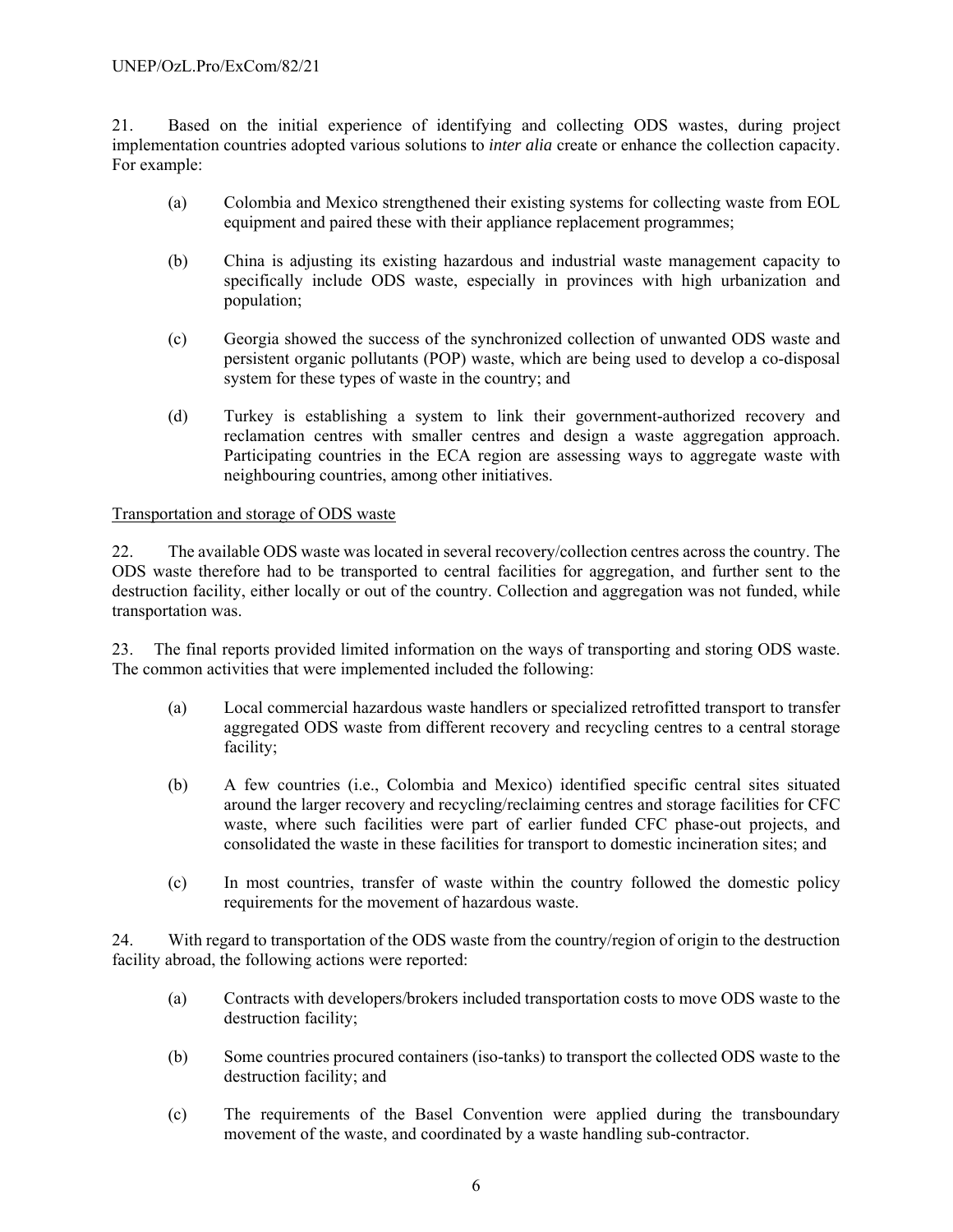21. Based on the initial experience of identifying and collecting ODS wastes, during project implementation countries adopted various solutions to *inter alia* create or enhance the collection capacity. For example:

(a) Colombia and Mexico strengthened their existing systems for collecting waste from EOL equipment and paired these with their appliance replacement programmes;

(b) China is adjusting its existing hazardous and industrial waste management capacity to specifically include ODS waste, especially in provinces with high urbanization and population;

(c) Georgia showed the success of the synchronized collection of unwanted ODS waste and persistent organic pollutants (POP) waste, which are being used to develop a co-disposal system for these types of waste in the country; and

(d) Turkey is establishing a system to link their government-authorized recovery and reclamation centres with smaller centres and design a waste aggregation approach. Participating countries in the ECA region are assessing ways to aggregate waste with neighbouring countries, among other initiatives.

<u>Transportation and storage of ODS waste</u>

22. The available ODS waste was located in several recovery/collection centres across the country. The ODS waste therefore had to be transported to central facilities for aggregation, and further sent to the destruction facility, either locally or out of the country. Collection and aggregation was not funded, while transportation was.

23. The final reports provided limited information on the ways of transporting and storing ODS waste. The common activities that were implemented included the following:

(a) Local commercial hazardous waste handlers or specialized retrofitted transport to transfer aggregated ODS waste from different recovery and recycling centres to a central storage facility;

(b) A few countries (i.e., Colombia and Mexico) identified specific central sites situated around the larger recovery and recycling/reclaiming centres and storage facilities for CFC waste, where such facilities were part of earlier funded CFC phase-out projects, and consolidated the waste in these facilities for transport to domestic incineration sites; and

(c) In most countries, transfer of waste within the country followed the domestic policy requirements for the movement of hazardous waste.

24. With regard to transportation of the ODS waste from the country/region of origin to the destruction facility abroad, the following actions were reported:

(a) Contracts with developers/brokers included transportation costs to move ODS waste to the destruction facility;

(b) Some countries procured containers (iso-tanks) to transport the collected ODS waste to the destruction facility; and

(c) The requirements of the Basel Convention were applied during the transboundary movement of the waste, and coordinated by a waste handling sub-contractor.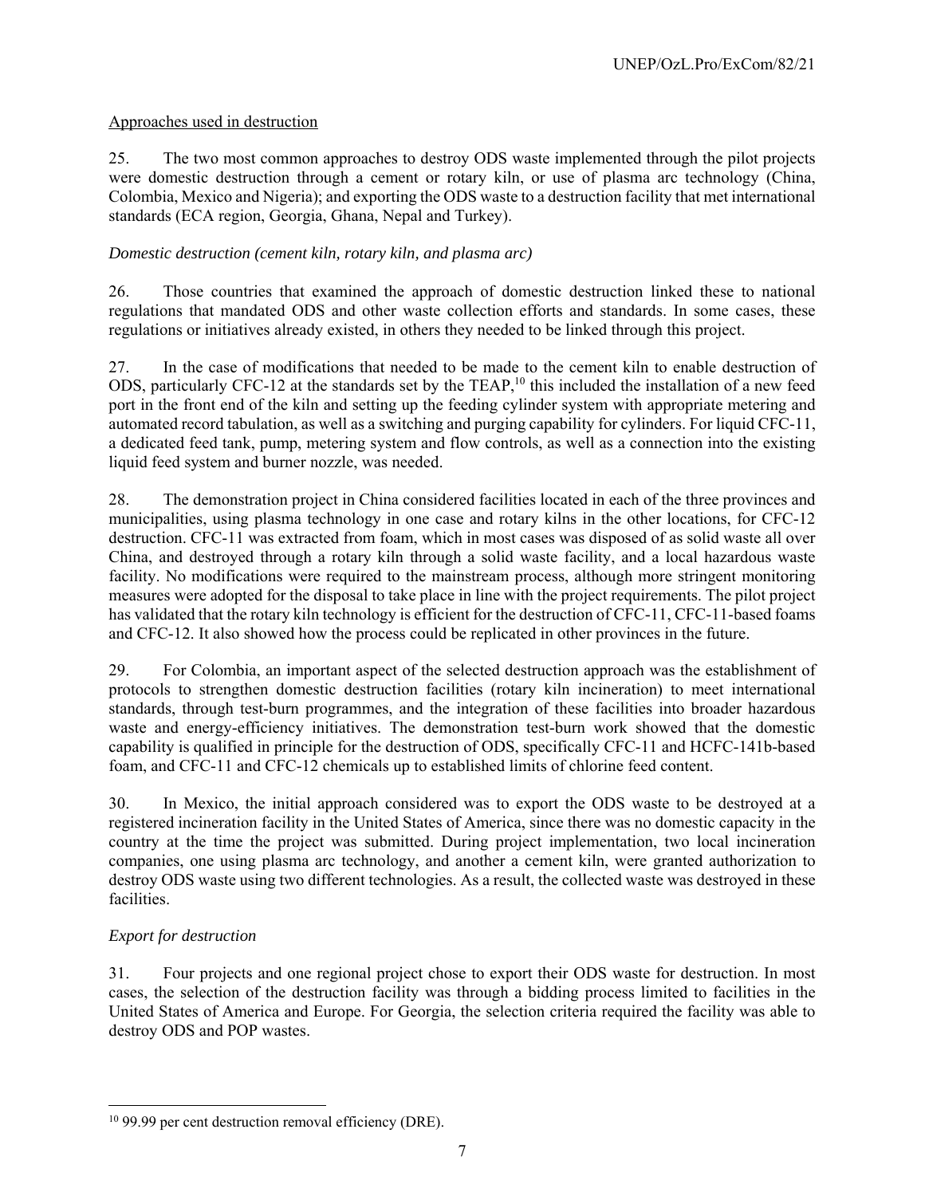Approaches used in destruction

25. The two most common approaches to destroy ODS waste implemented through the pilot projects were domestic destruction through a cement or rotary kiln, or use of plasma arc technology (China, Colombia, Mexico and Nigeria); and exporting the ODS waste to a destruction facility that met international standards (ECA region, Georgia, Ghana, Nepal and Turkey).

*Domestic destruction (cement kiln, rotary kiln, and plasma arc)*

26. Those countries that examined the approach of domestic destruction linked these to national regulations that mandated ODS and other waste collection efforts and standards. In some cases, these regulations or initiatives already existed, in others they needed to be linked through this project.

27. In the case of modifications that needed to be made to the cement kiln to enable destruction of ODS, particularly CFC-12 at the standards set by the TEAP,[10] this included the installation of a new feed port in the front end of the kiln and setting up the feeding cylinder system with appropriate metering and automated record tabulation, as well as a switching and purging capability for cylinders. For liquid CFC-11, a dedicated feed tank, pump, metering system and flow controls, as well as a connection into the existing liquid feed system and burner nozzle, was needed.

28. The demonstration project in China considered facilities located in each of the three provinces and municipalities, using plasma technology in one case and rotary kilns in the other locations, for CFC-12 destruction. CFC-11 was extracted from foam, which in most cases was disposed of as solid waste all over China, and destroyed through a rotary kiln through a solid waste facility, and a local hazardous waste facility. No modifications were required to the mainstream process, although more stringent monitoring measures were adopted for the disposal to take place in line with the project requirements. The pilot project has validated that the rotary kiln technology is efficient for the destruction of CFC-11, CFC-11-based foams and CFC-12. It also showed how the process could be replicated in other provinces in the future.

29. For Colombia, an important aspect of the selected destruction approach was the establishment of protocols to strengthen domestic destruction facilities (rotary kiln incineration) to meet international standards, through test-burn programmes, and the integration of these facilities into broader hazardous waste and energy-efficiency initiatives. The demonstration test-burn work showed that the domestic capability is qualified in principle for the destruction of ODS, specifically CFC-11 and HCFC-141b-based foam, and CFC-11 and CFC-12 chemicals up to established limits of chlorine feed content.

30. In Mexico, the initial approach considered was to export the ODS waste to be destroyed at a registered incineration facility in the United States of America, since there was no domestic capacity in the country at the time the project was submitted. During project implementation, two local incineration companies, one using plasma arc technology, and another a cement kiln, were granted authorization to destroy ODS waste using two different technologies. As a result, the collected waste was destroyed in these facilities.

*Export for destruction*

31. Four projects and one regional project chose to export their ODS waste for destruction. In most cases, the selection of the destruction facility was through a bidding process limited to facilities in the United States of America and Europe. For Georgia, the selection criteria required the facility was able to destroy ODS and POP wastes.

---

[10] 99.99 per cent destruction removal efficiency (DRE).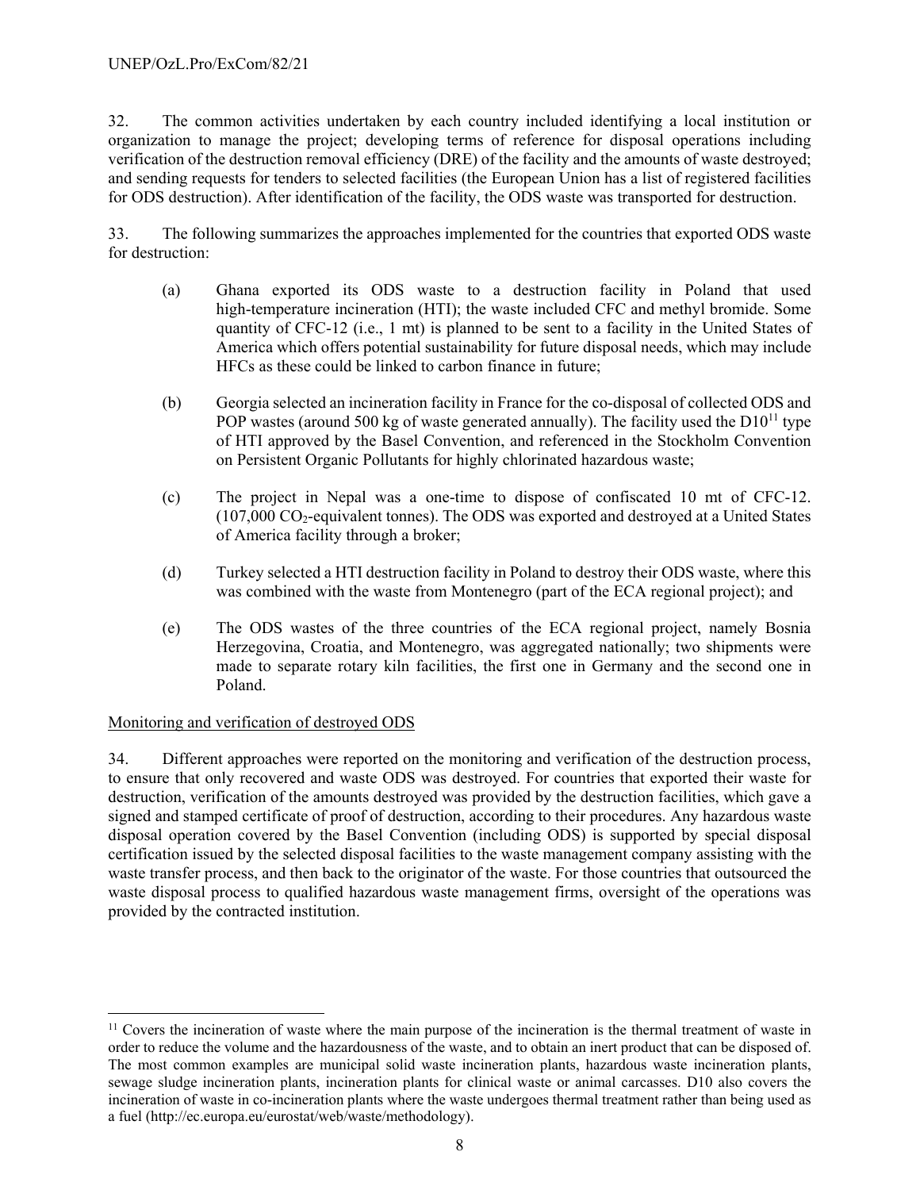32. The common activities undertaken by each country included identifying a local institution or organization to manage the project; developing terms of reference for disposal operations including verification of the destruction removal efficiency (DRE) of the facility and the amounts of waste destroyed; and sending requests for tenders to selected facilities (the European Union has a list of registered facilities for ODS destruction). After identification of the facility, the ODS waste was transported for destruction.

33. The following summarizes the approaches implemented for the countries that exported ODS waste for destruction:

(a) Ghana exported its ODS waste to a destruction facility in Poland that used high-temperature incineration (HTI); the waste included CFC and methyl bromide. Some quantity of CFC-12 (i.e., 1 mt) is planned to be sent to a facility in the United States of America which offers potential sustainability for future disposal needs, which may include HFCs as these could be linked to carbon finance in future;

(b) Georgia selected an incineration facility in France for the co-disposal of collected ODS and POP wastes (around 500 kg of waste generated annually). The facility used the D10[11] type of HTI approved by the Basel Convention, and referenced in the Stockholm Convention on Persistent Organic Pollutants for highly chlorinated hazardous waste;

(c) The project in Nepal was a one-time to dispose of confiscated 10 mt of CFC-12. (107,000 $CO_2$-equivalent tonnes). The ODS was exported and destroyed at a United States of America facility through a broker;

(d) Turkey selected a HTI destruction facility in Poland to destroy their ODS waste, where this was combined with the waste from Montenegro (part of the ECA regional project); and

(e) The ODS wastes of the three countries of the ECA regional project, namely Bosnia Herzegovina, Croatia, and Montenegro, was aggregated nationally; two shipments were made to separate rotary kiln facilities, the first one in Germany and the second one in Poland.

Monitoring and verification of destroyed ODS

34. Different approaches were reported on the monitoring and verification of the destruction process, to ensure that only recovered and waste ODS was destroyed. For countries that exported their waste for destruction, verification of the amounts destroyed was provided by the destruction facilities, which gave a signed and stamped certificate of proof of destruction, according to their procedures. Any hazardous waste disposal operation covered by the Basel Convention (including ODS) is supported by special disposal certification issued by the selected disposal facilities to the waste management company assisting with the waste transfer process, and then back to the originator of the waste. For those countries that outsourced the waste disposal process to qualified hazardous waste management firms, oversight of the operations was provided by the contracted institution.

---

[11] Covers the incineration of waste where the main purpose of the incineration is the thermal treatment of waste in order to reduce the volume and the hazardousness of the waste, and to obtain an inert product that can be disposed of. The most common examples are municipal solid waste incineration plants, hazardous waste incineration plants, sewage sludge incineration plants, incineration plants for clinical waste or animal carcasses. D10 also covers the incineration of waste in co-incineration plants where the waste undergoes thermal treatment rather than being used as a fuel (http://ec.europa.eu/eurostat/web/waste/methodology).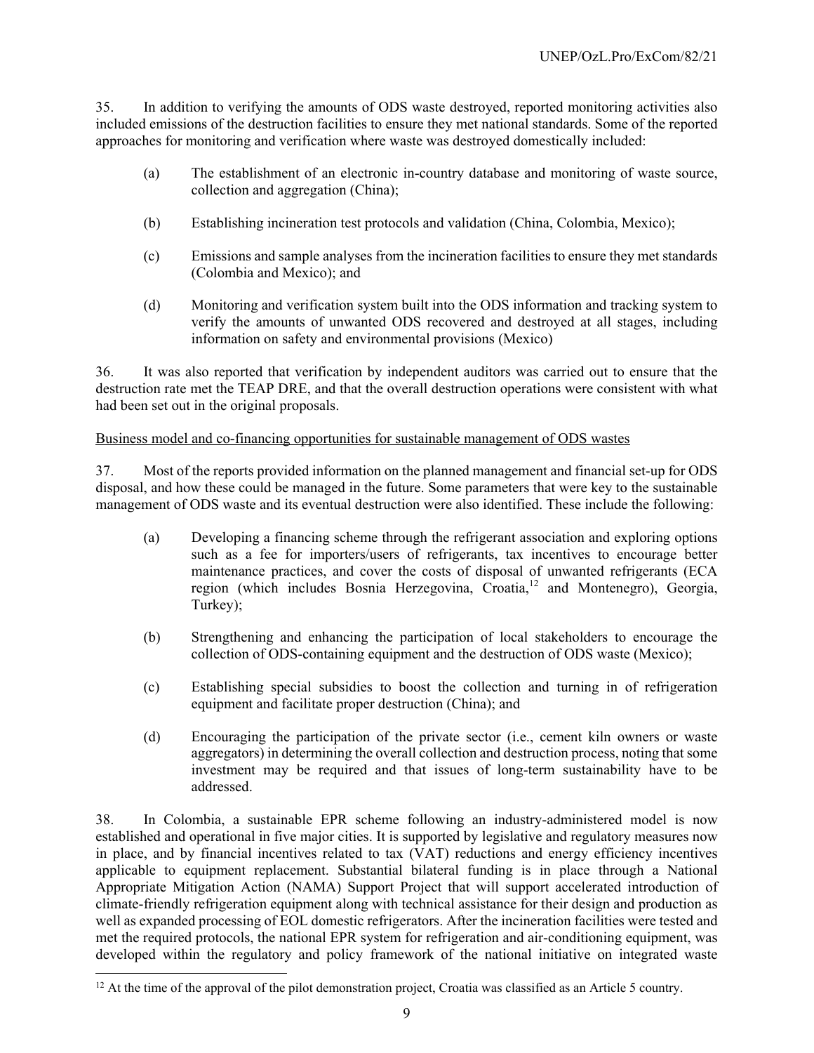35. In addition to verifying the amounts of ODS waste destroyed, reported monitoring activities also included emissions of the destruction facilities to ensure they met national standards. Some of the reported approaches for monitoring and verification where waste was destroyed domestically included:

(a) The establishment of an electronic in-country database and monitoring of waste source, collection and aggregation (China);

(b) Establishing incineration test protocols and validation (China, Colombia, Mexico);

(c) Emissions and sample analyses from the incineration facilities to ensure they met standards (Colombia and Mexico); and

(d) Monitoring and verification system built into the ODS information and tracking system to verify the amounts of unwanted ODS recovered and destroyed at all stages, including information on safety and environmental provisions (Mexico)

36. It was also reported that verification by independent auditors was carried out to ensure that the destruction rate met the TEAP DRE, and that the overall destruction operations were consistent with what had been set out in the original proposals.

Business model and co-financing opportunities for sustainable management of ODS wastes

37. Most of the reports provided information on the planned management and financial set-up for ODS disposal, and how these could be managed in the future. Some parameters that were key to the sustainable management of ODS waste and its eventual destruction were also identified. These include the following:

(a) Developing a financing scheme through the refrigerant association and exploring options such as a fee for importers/users of refrigerants, tax incentives to encourage better maintenance practices, and cover the costs of disposal of unwanted refrigerants (ECA region (which includes Bosnia Herzegovina, Croatia,[12] and Montenegro), Georgia, Turkey);

(b) Strengthening and enhancing the participation of local stakeholders to encourage the collection of ODS-containing equipment and the destruction of ODS waste (Mexico);

(c) Establishing special subsidies to boost the collection and turning in of refrigeration equipment and facilitate proper destruction (China); and

(d) Encouraging the participation of the private sector (i.e., cement kiln owners or waste aggregators) in determining the overall collection and destruction process, noting that some investment may be required and that issues of long-term sustainability have to be addressed.

38. In Colombia, a sustainable EPR scheme following an industry-administered model is now established and operational in five major cities. It is supported by legislative and regulatory measures now in place, and by financial incentives related to tax (VAT) reductions and energy efficiency incentives applicable to equipment replacement. Substantial bilateral funding is in place through a National Appropriate Mitigation Action (NAMA) Support Project that will support accelerated introduction of climate-friendly refrigeration equipment along with technical assistance for their design and production as well as expanded processing of EOL domestic refrigerators. After the incineration facilities were tested and met the required protocols, the national EPR system for refrigeration and air-conditioning equipment, was developed within the regulatory and policy framework of the national initiative on integrated waste

[12] At the time of the approval of the pilot demonstration project, Croatia was classified as an Article 5 country.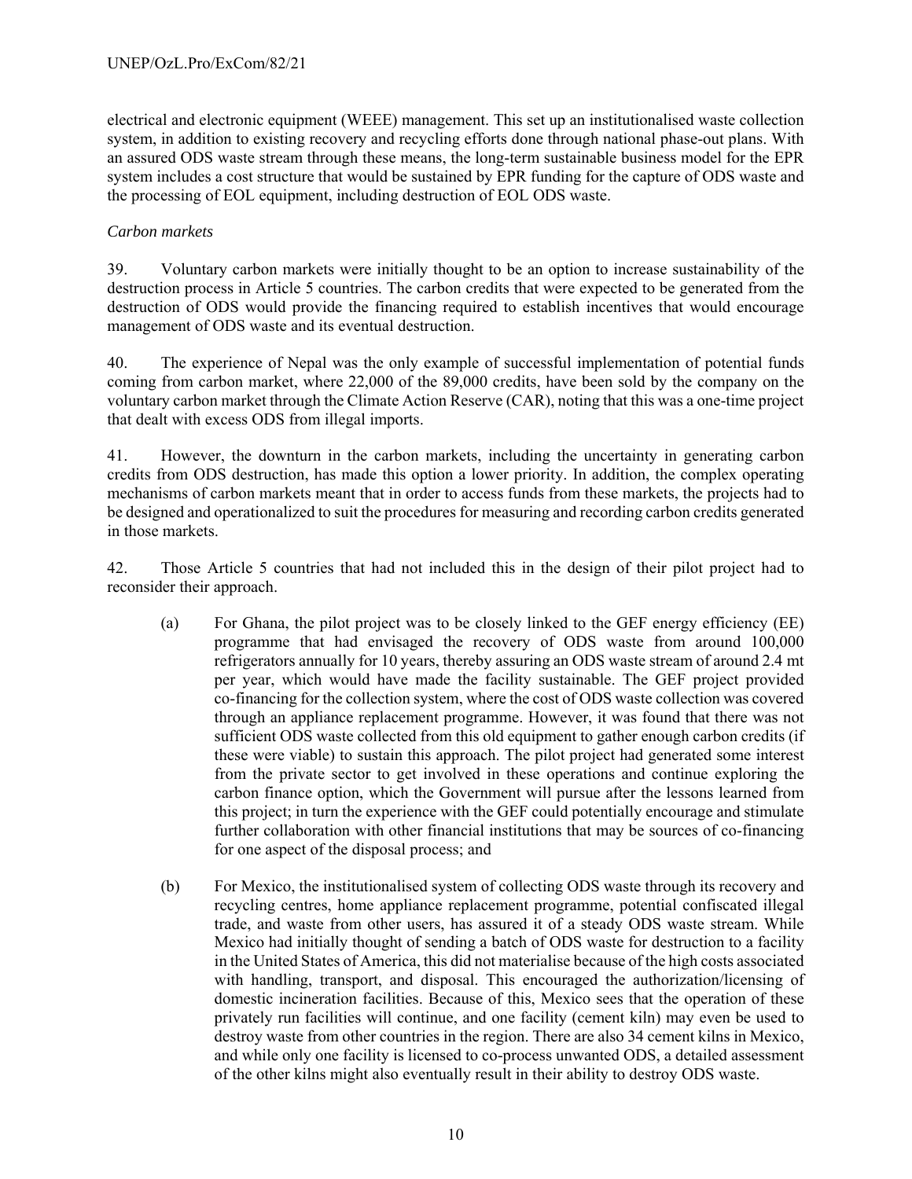electrical and electronic equipment (WEEE) management. This set up an institutionalised waste collection system, in addition to existing recovery and recycling efforts done through national phase-out plans. With an assured ODS waste stream through these means, the long-term sustainable business model for the EPR system includes a cost structure that would be sustained by EPR funding for the capture of ODS waste and the processing of EOL equipment, including destruction of EOL ODS waste.

*Carbon markets*

39. Voluntary carbon markets were initially thought to be an option to increase sustainability of the destruction process in Article 5 countries. The carbon credits that were expected to be generated from the destruction of ODS would provide the financing required to establish incentives that would encourage management of ODS waste and its eventual destruction.

40. The experience of Nepal was the only example of successful implementation of potential funds coming from carbon market, where 22,000 of the 89,000 credits, have been sold by the company on the voluntary carbon market through the Climate Action Reserve (CAR), noting that this was a one-time project that dealt with excess ODS from illegal imports.

41. However, the downturn in the carbon markets, including the uncertainty in generating carbon credits from ODS destruction, has made this option a lower priority. In addition, the complex operating mechanisms of carbon markets meant that in order to access funds from these markets, the projects had to be designed and operationalized to suit the procedures for measuring and recording carbon credits generated in those markets.

42. Those Article 5 countries that had not included this in the design of their pilot project had to reconsider their approach.

(a) For Ghana, the pilot project was to be closely linked to the GEF energy efficiency (EE) programme that had envisaged the recovery of ODS waste from around 100,000 refrigerators annually for 10 years, thereby assuring an ODS waste stream of around 2.4 mt per year, which would have made the facility sustainable. The GEF project provided co-financing for the collection system, where the cost of ODS waste collection was covered through an appliance replacement programme. However, it was found that there was not sufficient ODS waste collected from this old equipment to gather enough carbon credits (if these were viable) to sustain this approach. The pilot project had generated some interest from the private sector to get involved in these operations and continue exploring the carbon finance option, which the Government will pursue after the lessons learned from this project; in turn the experience with the GEF could potentially encourage and stimulate further collaboration with other financial institutions that may be sources of co-financing for one aspect of the disposal process; and

(b) For Mexico, the institutionalised system of collecting ODS waste through its recovery and recycling centres, home appliance replacement programme, potential confiscated illegal trade, and waste from other users, has assured it of a steady ODS waste stream. While Mexico had initially thought of sending a batch of ODS waste for destruction to a facility in the United States of America, this did not materialise because of the high costs associated with handling, transport, and disposal. This encouraged the authorization/licensing of domestic incineration facilities. Because of this, Mexico sees that the operation of these privately run facilities will continue, and one facility (cement kiln) may even be used to destroy waste from other countries in the region. There are also 34 cement kilns in Mexico, and while only one facility is licensed to co-process unwanted ODS, a detailed assessment of the other kilns might also eventually result in their ability to destroy ODS waste.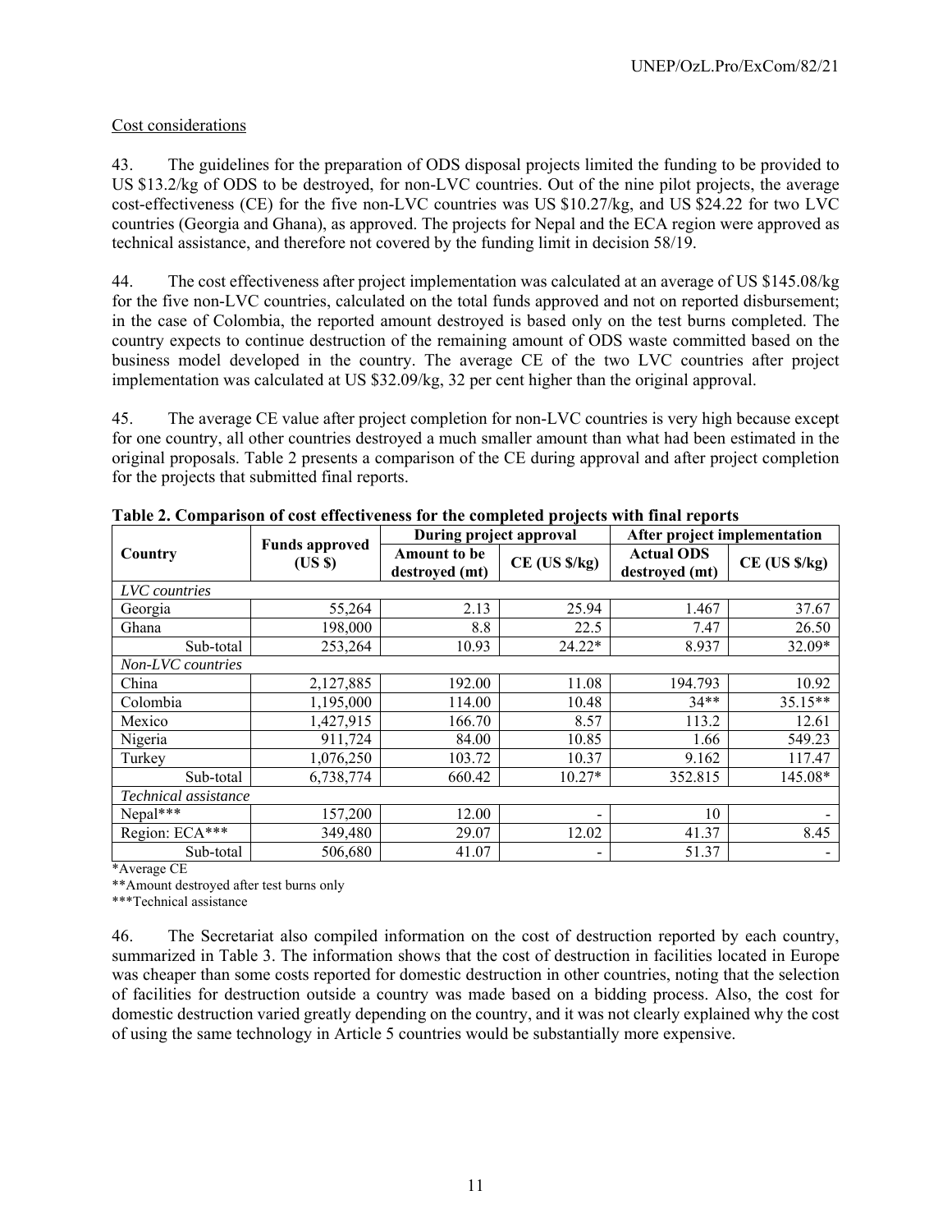Cost considerations

43. The guidelines for the preparation of ODS disposal projects limited the funding to be provided to US $13.2/kg of ODS to be destroyed, for non-LVC countries. Out of the nine pilot projects, the average cost-effectiveness (CE) for the five non-LVC countries was US $10.27/kg, and US $24.22 for two LVC countries (Georgia and Ghana), as approved. The projects for Nepal and the ECA region were approved as technical assistance, and therefore not covered by the funding limit in decision 58/19.

44. The cost effectiveness after project implementation was calculated at an average of US $145.08/kg for the five non-LVC countries, calculated on the total funds approved and not on reported disbursement; in the case of Colombia, the reported amount destroyed is based only on the test burns completed. The country expects to continue destruction of the remaining amount of ODS waste committed based on the business model developed in the country. The average CE of the two LVC countries after project implementation was calculated at US $32.09/kg, 32 per cent higher than the original approval.

45. The average CE value after project completion for non-LVC countries is very high because except for one country, all other countries destroyed a much smaller amount than what had been estimated in the original proposals. Table 2 presents a comparison of the CE during approval and after project completion for the projects that submitted final reports.

**Table 2. Comparison of cost effectiveness for the completed projects with final reports**

| Country | Funds approved (US $) | During project approval | | After project implementation | |
|---|---|---|---|---|---|
| | | Amount to be destroyed (mt) | CE (US $/kg) | Actual ODS destroyed (mt) | CE (US $/kg) |
| *LVC countries* | | | | | |
| Georgia | 55,264 | 2.13 | 25.94 | 1.467 | 37.67 |
| Ghana | 198,000 | 8.8 | 22.5 | 7.47 | 26.50 |
| Sub-total | 253,264 | 10.93 | 24.22* | 8.937 | 32.09* |
| *Non-LVC countries* | | | | | |
| China | 2,127,885 | 192.00 | 11.08 | 194.793 | 10.92 |
| Colombia | 1,195,000 | 114.00 | 10.48 | 34** | 35.15** |
| Mexico | 1,427,915 | 166.70 | 8.57 | 113.2 | 12.61 |
| Nigeria | 911,724 | 84.00 | 10.85 | 1.66 | 549.23 |
| Turkey | 1,076,250 | 103.72 | 10.37 | 9.162 | 117.47 |
| Sub-total | 6,738,774 | 660.42 | 10.27* | 352.815 | 145.08* |
| *Technical assistance* | | | | | |
| Nepal*** | 157,200 | 12.00 | - | 10 | - |
| Region: ECA*** | 349,480 | 29.07 | 12.02 | 41.37 | 8.45 |
| Sub-total | 506,680 | 41.07 | - | 51.37 | - |

*Average CE

**Amount destroyed after test burns only

***Technical assistance

46. The Secretariat also compiled information on the cost of destruction reported by each country, summarized in Table 3. The information shows that the cost of destruction in facilities located in Europe was cheaper than some costs reported for domestic destruction in other countries, noting that the selection of facilities for destruction outside a country was made based on a bidding process. Also, the cost for domestic destruction varied greatly depending on the country, and it was not clearly explained why the cost of using the same technology in Article 5 countries would be substantially more expensive.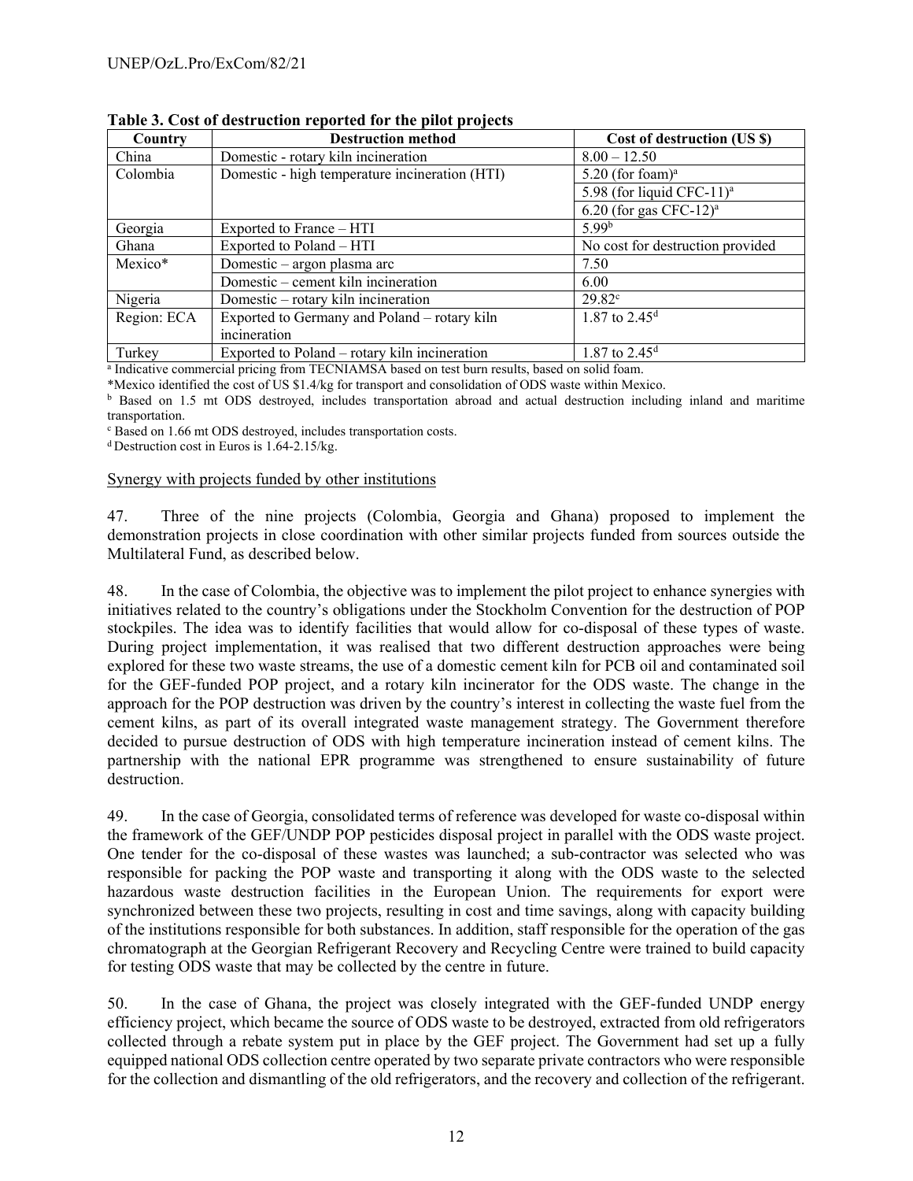**Table 3. Cost of destruction reported for the pilot projects**

| Country | Destruction method | Cost of destruction (US $) |
|---|---|---|
| China | Domestic - rotary kiln incineration | 8.00 – 12.50 |
| Colombia | Domestic - high temperature incineration (HTI) | 5.20 (for foam)[a] |
| | | 5.98 (for liquid CFC-11)[a] |
| | | 6.20 (for gas CFC-12)[a] |
| Georgia | Exported to France – HTI | 5.99[b] |
| Ghana | Exported to Poland – HTI | No cost for destruction provided |
| Mexico* | Domestic – argon plasma arc | 7.50 |
| | Domestic – cement kiln incineration | 6.00 |
| Nigeria | Domestic – rotary kiln incineration | 29.82[c] |
| Region: ECA | Exported to Germany and Poland – rotary kiln incineration | 1.87 to 2.45[d] |
| Turkey | Exported to Poland – rotary kiln incineration | 1.87 to 2.45[d] |

[a] Indicative commercial pricing from TECNIAMSA based on test burn results, based on solid foam.

*Mexico identified the cost of US $1.4/kg for transport and consolidation of ODS waste within Mexico.

[b] Based on 1.5 mt ODS destroyed, includes transportation abroad and actual destruction including inland and maritime transportation.

[c] Based on 1.66 mt ODS destroyed, includes transportation costs.

[d] Destruction cost in Euros is 1.64-2.15/kg.

Synergy with projects funded by other institutions

47. Three of the nine projects (Colombia, Georgia and Ghana) proposed to implement the demonstration projects in close coordination with other similar projects funded from sources outside the Multilateral Fund, as described below.

48. In the case of Colombia, the objective was to implement the pilot project to enhance synergies with initiatives related to the country's obligations under the Stockholm Convention for the destruction of POP stockpiles. The idea was to identify facilities that would allow for co-disposal of these types of waste. During project implementation, it was realised that two different destruction approaches were being explored for these two waste streams, the use of a domestic cement kiln for PCB oil and contaminated soil for the GEF-funded POP project, and a rotary kiln incinerator for the ODS waste. The change in the approach for the POP destruction was driven by the country's interest in collecting the waste fuel from the cement kilns, as part of its overall integrated waste management strategy. The Government therefore decided to pursue destruction of ODS with high temperature incineration instead of cement kilns. The partnership with the national EPR programme was strengthened to ensure sustainability of future destruction.

49. In the case of Georgia, consolidated terms of reference was developed for waste co-disposal within the framework of the GEF/UNDP POP pesticides disposal project in parallel with the ODS waste project. One tender for the co-disposal of these wastes was launched; a sub-contractor was selected who was responsible for packing the POP waste and transporting it along with the ODS waste to the selected hazardous waste destruction facilities in the European Union. The requirements for export were synchronized between these two projects, resulting in cost and time savings, along with capacity building of the institutions responsible for both substances. In addition, staff responsible for the operation of the gas chromatograph at the Georgian Refrigerant Recovery and Recycling Centre were trained to build capacity for testing ODS waste that may be collected by the centre in future.

50. In the case of Ghana, the project was closely integrated with the GEF-funded UNDP energy efficiency project, which became the source of ODS waste to be destroyed, extracted from old refrigerators collected through a rebate system put in place by the GEF project. The Government had set up a fully equipped national ODS collection centre operated by two separate private contractors who were responsible for the collection and dismantling of the old refrigerators, and the recovery and collection of the refrigerant.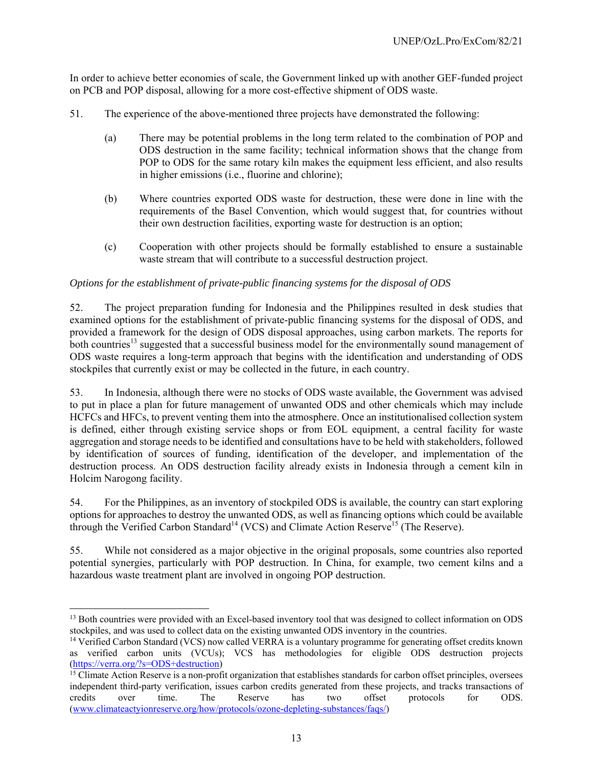In order to achieve better economies of scale, the Government linked up with another GEF-funded project on PCB and POP disposal, allowing for a more cost-effective shipment of ODS waste.

51. The experience of the above-mentioned three projects have demonstrated the following:

(a) There may be potential problems in the long term related to the combination of POP and ODS destruction in the same facility; technical information shows that the change from POP to ODS for the same rotary kiln makes the equipment less efficient, and also results in higher emissions (i.e., fluorine and chlorine);

(b) Where countries exported ODS waste for destruction, these were done in line with the requirements of the Basel Convention, which would suggest that, for countries without their own destruction facilities, exporting waste for destruction is an option;

(c) Cooperation with other projects should be formally established to ensure a sustainable waste stream that will contribute to a successful destruction project.

*Options for the establishment of private-public financing systems for the disposal of ODS*

52. The project preparation funding for Indonesia and the Philippines resulted in desk studies that examined options for the establishment of private-public financing systems for the disposal of ODS, and provided a framework for the design of ODS disposal approaches, using carbon markets. The reports for both countries[13] suggested that a successful business model for the environmentally sound management of ODS waste requires a long-term approach that begins with the identification and understanding of ODS stockpiles that currently exist or may be collected in the future, in each country.

53. In Indonesia, although there were no stocks of ODS waste available, the Government was advised to put in place a plan for future management of unwanted ODS and other chemicals which may include HCFCs and HFCs, to prevent venting them into the atmosphere. Once an institutionalised collection system is defined, either through existing service shops or from EOL equipment, a central facility for waste aggregation and storage needs to be identified and consultations have to be held with stakeholders, followed by identification of sources of funding, identification of the developer, and implementation of the destruction process. An ODS destruction facility already exists in Indonesia through a cement kiln in Holcim Narogong facility.

54. For the Philippines, as an inventory of stockpiled ODS is available, the country can start exploring options for approaches to destroy the unwanted ODS, as well as financing options which could be available through the Verified Carbon Standard[14] (VCS) and Climate Action Reserve[15] (The Reserve).

55. While not considered as a major objective in the original proposals, some countries also reported potential synergies, particularly with POP destruction. In China, for example, two cement kilns and a hazardous waste treatment plant are involved in ongoing POP destruction.

---

[13] Both countries were provided with an Excel-based inventory tool that was designed to collect information on ODS stockpiles, and was used to collect data on the existing unwanted ODS inventory in the countries.

[14] Verified Carbon Standard (VCS) now called VERRA is a voluntary programme for generating offset credits known as verified carbon units (VCUs); VCS has methodologies for eligible ODS destruction projects (https://verra.org/?s=ODS+destruction)

[15] Climate Action Reserve is a non-profit organization that establishes standards for carbon offset principles, oversees independent third-party verification, issues carbon credits generated from these projects, and tracks transactions of credits over time. The Reserve has two offset protocols for ODS. (www.climateactyionreserve.org/how/protocols/ozone-depleting-substances/faqs/)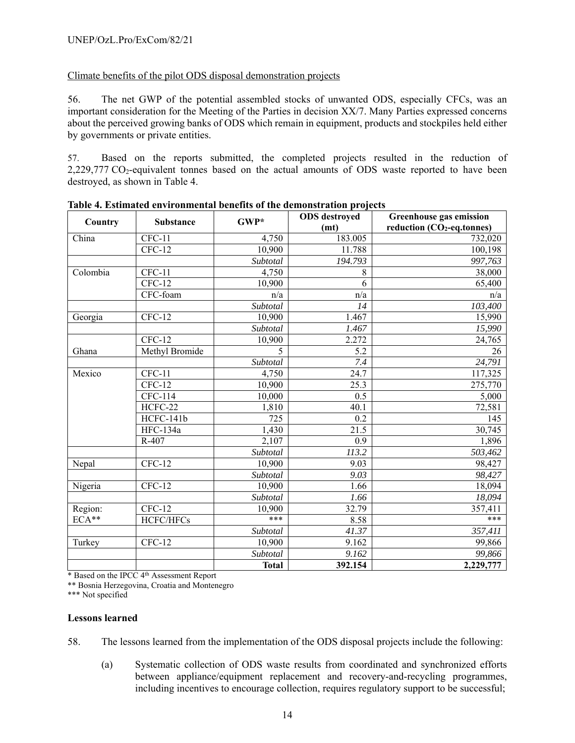Climate benefits of the pilot ODS disposal demonstration projects

56. The net GWP of the potential assembled stocks of unwanted ODS, especially CFCs, was an important consideration for the Meeting of the Parties in decision XX/7. Many Parties expressed concerns about the perceived growing banks of ODS which remain in equipment, products and stockpiles held either by governments or private entities.

57. Based on the reports submitted, the completed projects resulted in the reduction of 2,229,777 $CO_2$-equivalent tonnes based on the actual amounts of ODS waste reported to have been destroyed, as shown in Table 4.

**Table 4. Estimated environmental benefits of the demonstration projects**

| Country | Substance | GWP* | ODS destroyed (mt) | Greenhouse gas emission reduction ($CO_2$-eq.tonnes) |
|---|---|---|---|---|
| China | CFC-11 | 4,750 | 183.005 | 732,020 |
| | CFC-12 | 10,900 | 11.788 | 100,198 |
| | | *Subtotal* | *194.793* | *997,763* |
| Colombia | CFC-11 | 4,750 | 8 | 38,000 |
| | CFC-12 | 10,900 | 6 | 65,400 |
| | CFC-foam | n/a | n/a | n/a |
| | | *Subtotal* | *14* | *103,400* |
| Georgia | CFC-12 | 10,900 | 1.467 | 15,990 |
| | | *Subtotal* | *1.467* | *15,990* |
| | CFC-12 | 10,900 | 2.272 | 24,765 |
| Ghana | Methyl Bromide | 5 | 5.2 | 26 |
| | | *Subtotal* | *7.4* | *24,791* |
| Mexico | CFC-11 | 4,750 | 24.7 | 117,325 |
| | CFC-12 | 10,900 | 25.3 | 275,770 |
| | CFC-114 | 10,000 | 0.5 | 5,000 |
| | HCFC-22 | 1,810 | 40.1 | 72,581 |
| | HCFC-141b | 725 | 0.2 | 145 |
| | HFC-134a | 1,430 | 21.5 | 30,745 |
| | R-407 | 2,107 | 0.9 | 1,896 |
| | | *Subtotal* | *113.2* | *503,462* |
| Nepal | CFC-12 | 10,900 | 9.03 | 98,427 |
| | | *Subtotal* | *9.03* | *98,427* |
| Nigeria | CFC-12 | 10,900 | 1.66 | 18,094 |
| | | *Subtotal* | *1.66* | *18,094* |
| Region: ECA** | CFC-12 | 10,900 | 32.79 | 357,411 |
| | HCFC/HFCs | *** | 8.58 | *** |
| | | *Subtotal* | *41.37* | *357,411* |
| Turkey | CFC-12 | 10,900 | 9.162 | 99,866 |
| | | *Subtotal* | *9.162* | *99,866* |
| | | **Total** | **392.154** | **2,229,777** |

\* Based on the IPCC 4th Assessment Report

** Bosnia Herzegovina, Croatia and Montenegro

*** Not specified

**Lessons learned**

58. The lessons learned from the implementation of the ODS disposal projects include the following:

(a) Systematic collection of ODS waste results from coordinated and synchronized efforts between appliance/equipment replacement and recovery-and-recycling programmes, including incentives to encourage collection, requires regulatory support to be successful;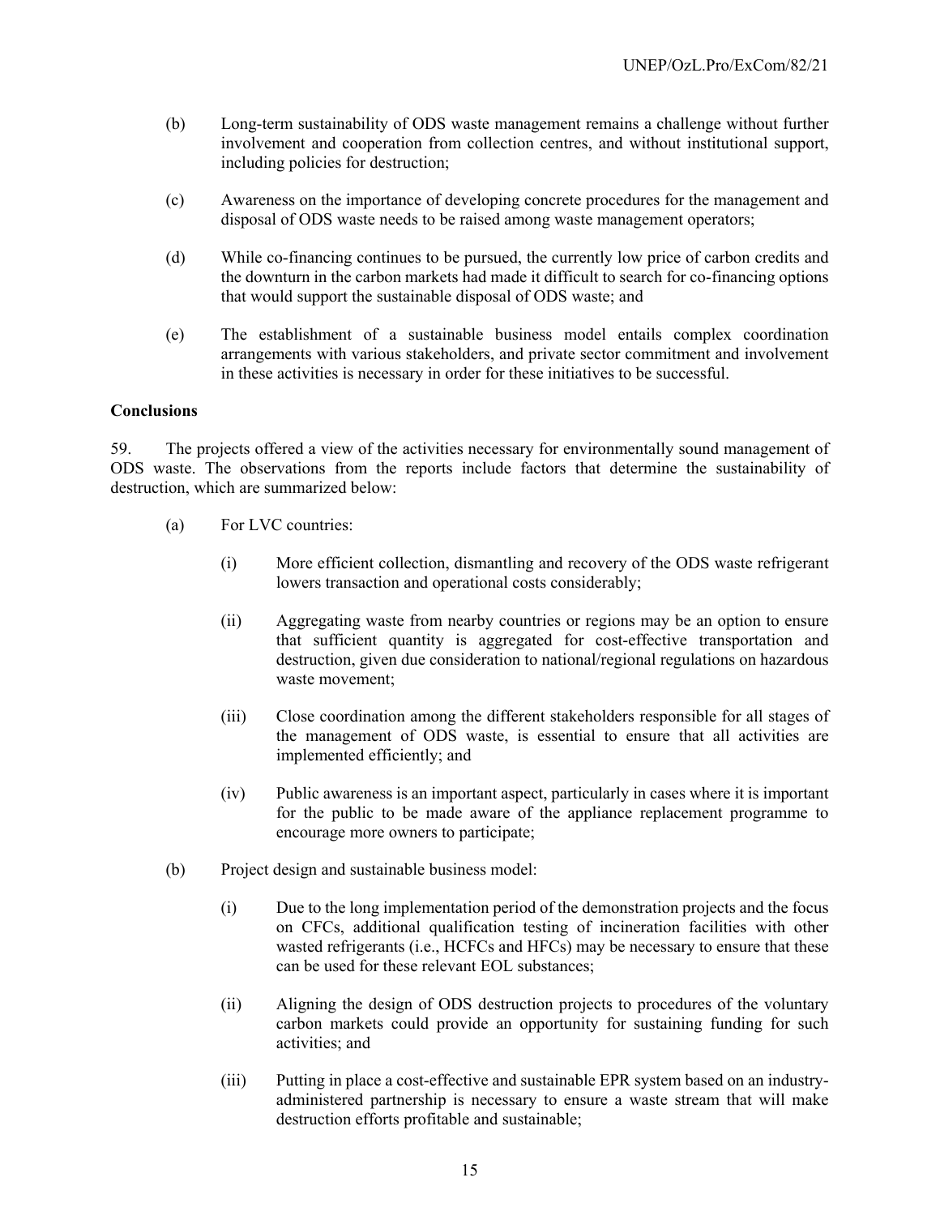(b) Long-term sustainability of ODS waste management remains a challenge without further involvement and cooperation from collection centres, and without institutional support, including policies for destruction;

(c) Awareness on the importance of developing concrete procedures for the management and disposal of ODS waste needs to be raised among waste management operators;

(d) While co-financing continues to be pursued, the currently low price of carbon credits and the downturn in the carbon markets had made it difficult to search for co-financing options that would support the sustainable disposal of ODS waste; and

(e) The establishment of a sustainable business model entails complex coordination arrangements with various stakeholders, and private sector commitment and involvement in these activities is necessary in order for these initiatives to be successful.

**Conclusions**

59. The projects offered a view of the activities necessary for environmentally sound management of ODS waste. The observations from the reports include factors that determine the sustainability of destruction, which are summarized below:

(a) For LVC countries:

(i) More efficient collection, dismantling and recovery of the ODS waste refrigerant lowers transaction and operational costs considerably;

(ii) Aggregating waste from nearby countries or regions may be an option to ensure that sufficient quantity is aggregated for cost-effective transportation and destruction, given due consideration to national/regional regulations on hazardous waste movement;

(iii) Close coordination among the different stakeholders responsible for all stages of the management of ODS waste, is essential to ensure that all activities are implemented efficiently; and

(iv) Public awareness is an important aspect, particularly in cases where it is important for the public to be made aware of the appliance replacement programme to encourage more owners to participate;

(b) Project design and sustainable business model:

(i) Due to the long implementation period of the demonstration projects and the focus on CFCs, additional qualification testing of incineration facilities with other wasted refrigerants (i.e., HCFCs and HFCs) may be necessary to ensure that these can be used for these relevant EOL substances;

(ii) Aligning the design of ODS destruction projects to procedures of the voluntary carbon markets could provide an opportunity for sustaining funding for such activities; and

(iii) Putting in place a cost-effective and sustainable EPR system based on an industry-administered partnership is necessary to ensure a waste stream that will make destruction efforts profitable and sustainable;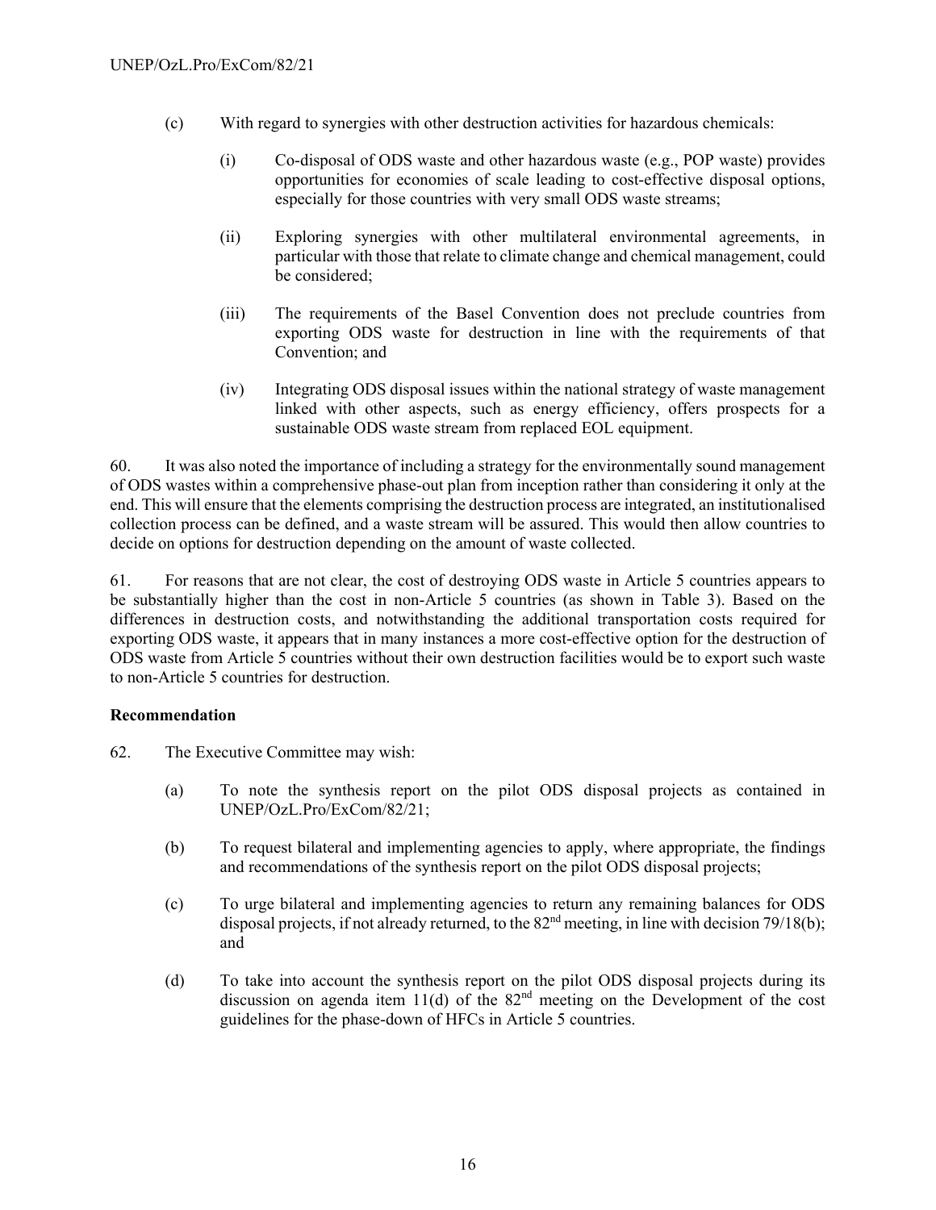(c) With regard to synergies with other destruction activities for hazardous chemicals:

 (i) Co-disposal of ODS waste and other hazardous waste (e.g., POP waste) provides opportunities for economies of scale leading to cost-effective disposal options, especially for those countries with very small ODS waste streams;

 (ii) Exploring synergies with other multilateral environmental agreements, in particular with those that relate to climate change and chemical management, could be considered;

 (iii) The requirements of the Basel Convention does not preclude countries from exporting ODS waste for destruction in line with the requirements of that Convention; and

 (iv) Integrating ODS disposal issues within the national strategy of waste management linked with other aspects, such as energy efficiency, offers prospects for a sustainable ODS waste stream from replaced EOL equipment.

60. It was also noted the importance of including a strategy for the environmentally sound management of ODS wastes within a comprehensive phase-out plan from inception rather than considering it only at the end. This will ensure that the elements comprising the destruction process are integrated, an institutionalised collection process can be defined, and a waste stream will be assured. This would then allow countries to decide on options for destruction depending on the amount of waste collected.

61. For reasons that are not clear, the cost of destroying ODS waste in Article 5 countries appears to be substantially higher than the cost in non-Article 5 countries (as shown in Table 3). Based on the differences in destruction costs, and notwithstanding the additional transportation costs required for exporting ODS waste, it appears that in many instances a more cost-effective option for the destruction of ODS waste from Article 5 countries without their own destruction facilities would be to export such waste to non-Article 5 countries for destruction.

**Recommendation**

62. The Executive Committee may wish:

 (a) To note the synthesis report on the pilot ODS disposal projects as contained in UNEP/OzL.Pro/ExCom/82/21;

 (b) To request bilateral and implementing agencies to apply, where appropriate, the findings and recommendations of the synthesis report on the pilot ODS disposal projects;

 (c) To urge bilateral and implementing agencies to return any remaining balances for ODS disposal projects, if not already returned, to the 82nd meeting, in line with decision 79/18(b); and

 (d) To take into account the synthesis report on the pilot ODS disposal projects during its discussion on agenda item 11(d) of the 82nd meeting on the Development of the cost guidelines for the phase-down of HFCs in Article 5 countries.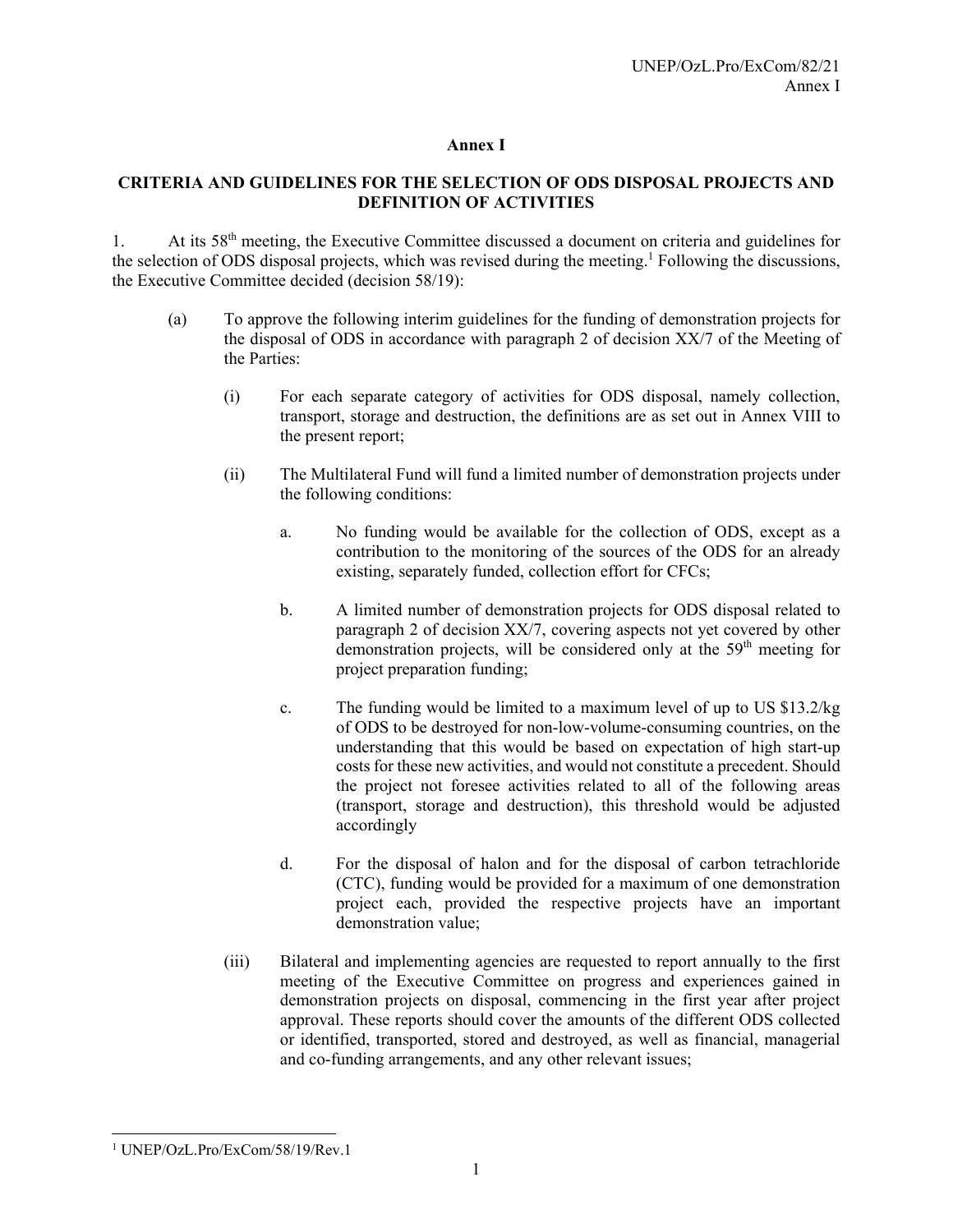## Annex I

### CRITERIA AND GUIDELINES FOR THE SELECTION OF ODS DISPOSAL PROJECTS AND DEFINITION OF ACTIVITIES

1. At its 58th meeting, the Executive Committee discussed a document on criteria and guidelines for the selection of ODS disposal projects, which was revised during the meeting.[1] Following the discussions, the Executive Committee decided (decision 58/19):

   (a) To approve the following interim guidelines for the funding of demonstration projects for the disposal of ODS in accordance with paragraph 2 of decision XX/7 of the Meeting of the Parties:

   (i) For each separate category of activities for ODS disposal, namely collection, transport, storage and destruction, the definitions are as set out in Annex VIII to the present report;

   (ii) The Multilateral Fund will fund a limited number of demonstration projects under the following conditions:

      a. No funding would be available for the collection of ODS, except as a contribution to the monitoring of the sources of the ODS for an already existing, separately funded, collection effort for CFCs;

      b. A limited number of demonstration projects for ODS disposal related to paragraph 2 of decision XX/7, covering aspects not yet covered by other demonstration projects, will be considered only at the 59th meeting for project preparation funding;

      c. The funding would be limited to a maximum level of up to US $13.2/kg of ODS to be destroyed for non-low-volume-consuming countries, on the understanding that this would be based on expectation of high start-up costs for these new activities, and would not constitute a precedent. Should the project not foresee activities related to all of the following areas (transport, storage and destruction), this threshold would be adjusted accordingly

      d. For the disposal of halon and for the disposal of carbon tetrachloride (CTC), funding would be provided for a maximum of one demonstration project each, provided the respective projects have an important demonstration value;

   (iii) Bilateral and implementing agencies are requested to report annually to the first meeting of the Executive Committee on progress and experiences gained in demonstration projects on disposal, commencing in the first year after project approval. These reports should cover the amounts of the different ODS collected or identified, transported, stored and destroyed, as well as financial, managerial and co-funding arrangements, and any other relevant issues;

[1] UNEP/OzL.Pro/ExCom/58/19/Rev.1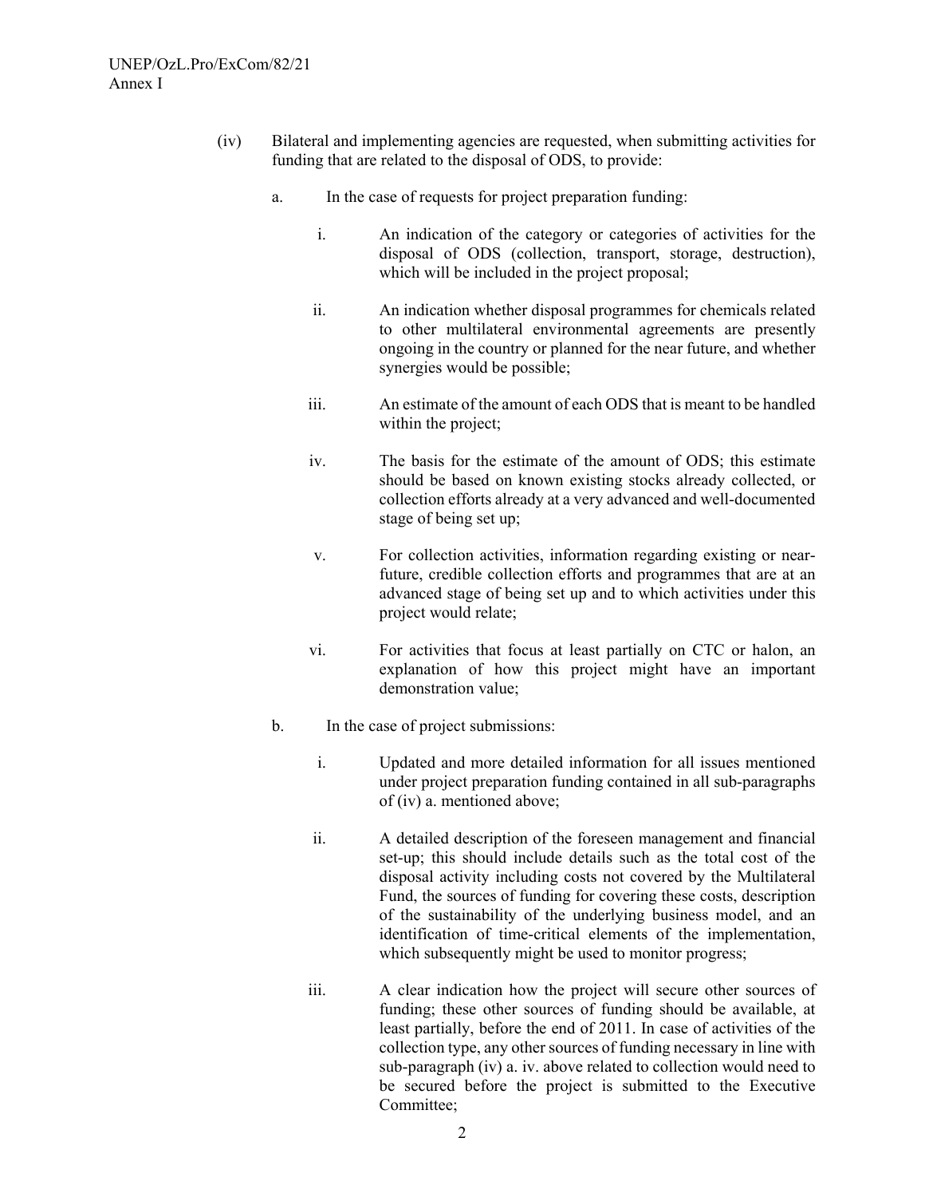(iv) Bilateral and implementing agencies are requested, when submitting activities for funding that are related to the disposal of ODS, to provide:

a. In the case of requests for project preparation funding:

i. An indication of the category or categories of activities for the disposal of ODS (collection, transport, storage, destruction), which will be included in the project proposal;

ii. An indication whether disposal programmes for chemicals related to other multilateral environmental agreements are presently ongoing in the country or planned for the near future, and whether synergies would be possible;

iii. An estimate of the amount of each ODS that is meant to be handled within the project;

iv. The basis for the estimate of the amount of ODS; this estimate should be based on known existing stocks already collected, or collection efforts already at a very advanced and well-documented stage of being set up;

v. For collection activities, information regarding existing or near-future, credible collection efforts and programmes that are at an advanced stage of being set up and to which activities under this project would relate;

vi. For activities that focus at least partially on CTC or halon, an explanation of how this project might have an important demonstration value;

b. In the case of project submissions:

i. Updated and more detailed information for all issues mentioned under project preparation funding contained in all sub-paragraphs of (iv) a. mentioned above;

ii. A detailed description of the foreseen management and financial set-up; this should include details such as the total cost of the disposal activity including costs not covered by the Multilateral Fund, the sources of funding for covering these costs, description of the sustainability of the underlying business model, and an identification of time-critical elements of the implementation, which subsequently might be used to monitor progress;

iii. A clear indication how the project will secure other sources of funding; these other sources of funding should be available, at least partially, before the end of 2011. In case of activities of the collection type, any other sources of funding necessary in line with sub-paragraph (iv) a. iv. above related to collection would need to be secured before the project is submitted to the Executive Committee;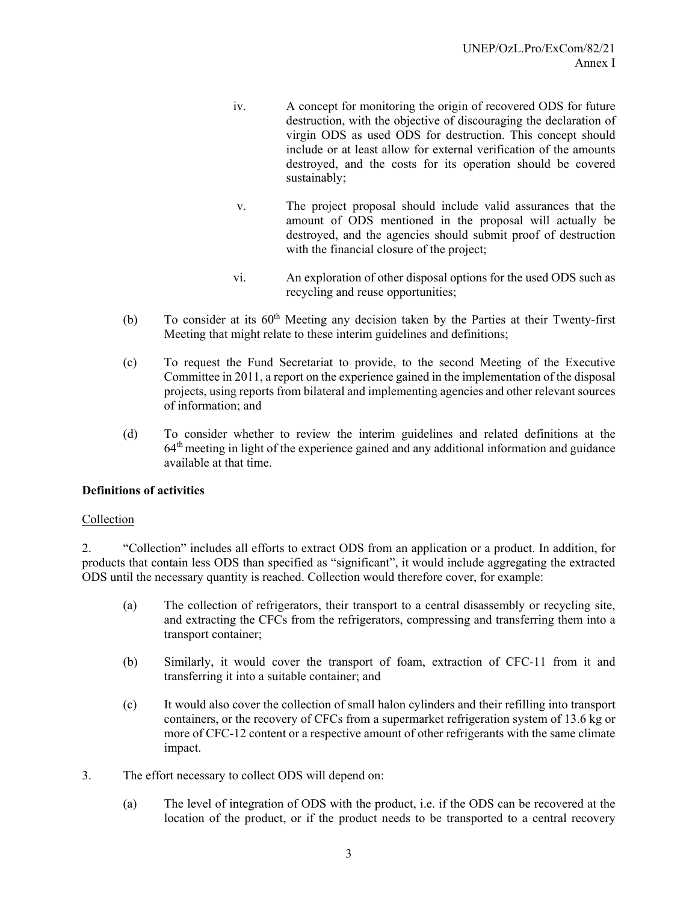iv. A concept for monitoring the origin of recovered ODS for future destruction, with the objective of discouraging the declaration of virgin ODS as used ODS for destruction. This concept should include or at least allow for external verification of the amounts destroyed, and the costs for its operation should be covered sustainably;

v. The project proposal should include valid assurances that the amount of ODS mentioned in the proposal will actually be destroyed, and the agencies should submit proof of destruction with the financial closure of the project;

vi. An exploration of other disposal options for the used ODS such as recycling and reuse opportunities;

(b) To consider at its 60th Meeting any decision taken by the Parties at their Twenty-first Meeting that might relate to these interim guidelines and definitions;

(c) To request the Fund Secretariat to provide, to the second Meeting of the Executive Committee in 2011, a report on the experience gained in the implementation of the disposal projects, using reports from bilateral and implementing agencies and other relevant sources of information; and

(d) To consider whether to review the interim guidelines and related definitions at the 64th meeting in light of the experience gained and any additional information and guidance available at that time.

**Definitions of activities**

Collection

2. "Collection" includes all efforts to extract ODS from an application or a product. In addition, for products that contain less ODS than specified as "significant", it would include aggregating the extracted ODS until the necessary quantity is reached. Collection would therefore cover, for example:

(a) The collection of refrigerators, their transport to a central disassembly or recycling site, and extracting the CFCs from the refrigerators, compressing and transferring them into a transport container;

(b) Similarly, it would cover the transport of foam, extraction of CFC-11 from it and transferring it into a suitable container; and

(c) It would also cover the collection of small halon cylinders and their refilling into transport containers, or the recovery of CFCs from a supermarket refrigeration system of 13.6 kg or more of CFC-12 content or a respective amount of other refrigerants with the same climate impact.

3. The effort necessary to collect ODS will depend on:

(a) The level of integration of ODS with the product, i.e. if the ODS can be recovered at the location of the product, or if the product needs to be transported to a central recovery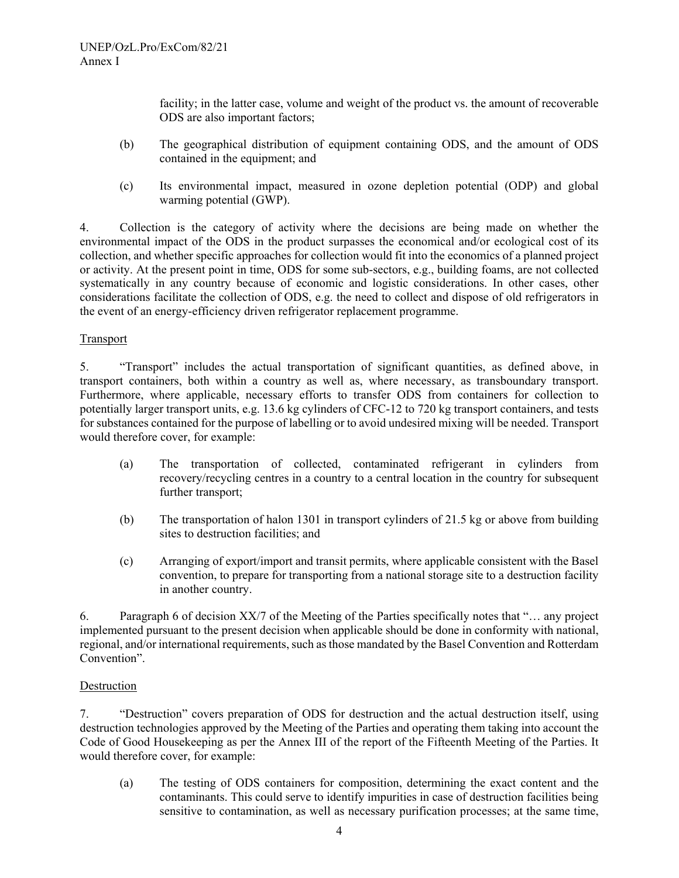facility; in the latter case, volume and weight of the product vs. the amount of recoverable ODS are also important factors;

(b) The geographical distribution of equipment containing ODS, and the amount of ODS contained in the equipment; and

(c) Its environmental impact, measured in ozone depletion potential (ODP) and global warming potential (GWP).

4. Collection is the category of activity where the decisions are being made on whether the environmental impact of the ODS in the product surpasses the economical and/or ecological cost of its collection, and whether specific approaches for collection would fit into the economics of a planned project or activity. At the present point in time, ODS for some sub-sectors, e.g., building foams, are not collected systematically in any country because of economic and logistic considerations. In other cases, other considerations facilitate the collection of ODS, e.g. the need to collect and dispose of old refrigerators in the event of an energy-efficiency driven refrigerator replacement programme.

Transport

5. "Transport" includes the actual transportation of significant quantities, as defined above, in transport containers, both within a country as well as, where necessary, as transboundary transport. Furthermore, where applicable, necessary efforts to transfer ODS from containers for collection to potentially larger transport units, e.g. 13.6 kg cylinders of CFC-12 to 720 kg transport containers, and tests for substances contained for the purpose of labelling or to avoid undesired mixing will be needed. Transport would therefore cover, for example:

(a) The transportation of collected, contaminated refrigerant in cylinders from recovery/recycling centres in a country to a central location in the country for subsequent further transport;

(b) The transportation of halon 1301 in transport cylinders of 21.5 kg or above from building sites to destruction facilities; and

(c) Arranging of export/import and transit permits, where applicable consistent with the Basel convention, to prepare for transporting from a national storage site to a destruction facility in another country.

6. Paragraph 6 of decision XX/7 of the Meeting of the Parties specifically notes that "… any project implemented pursuant to the present decision when applicable should be done in conformity with national, regional, and/or international requirements, such as those mandated by the Basel Convention and Rotterdam Convention".

Destruction

7. "Destruction" covers preparation of ODS for destruction and the actual destruction itself, using destruction technologies approved by the Meeting of the Parties and operating them taking into account the Code of Good Housekeeping as per the Annex III of the report of the Fifteenth Meeting of the Parties. It would therefore cover, for example:

(a) The testing of ODS containers for composition, determining the exact content and the contaminants. This could serve to identify impurities in case of destruction facilities being sensitive to contamination, as well as necessary purification processes; at the same time,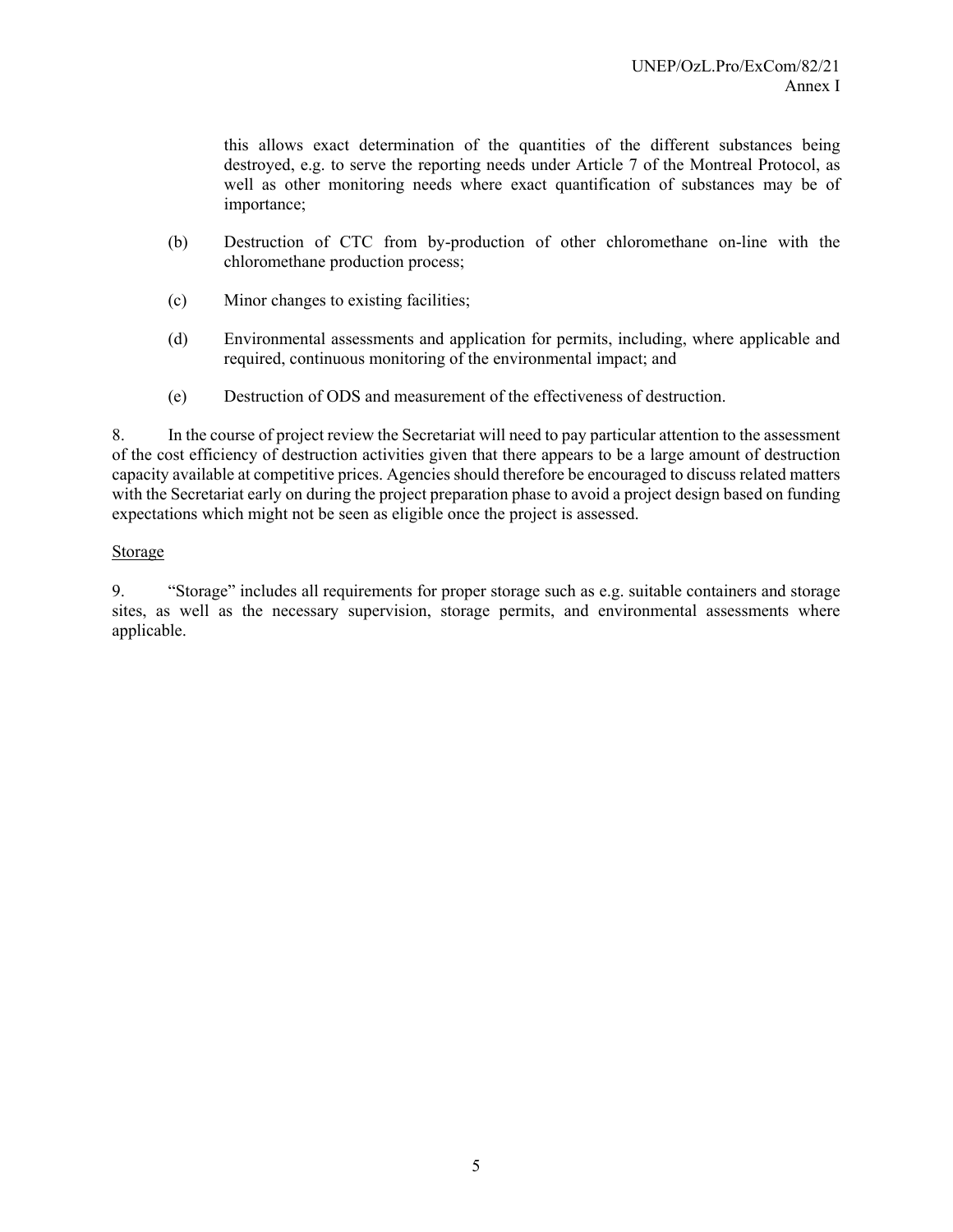this allows exact determination of the quantities of the different substances being destroyed, e.g. to serve the reporting needs under Article 7 of the Montreal Protocol, as well as other monitoring needs where exact quantification of substances may be of importance;

(b) Destruction of CTC from by-production of other chloromethane on-line with the chloromethane production process;

(c) Minor changes to existing facilities;

(d) Environmental assessments and application for permits, including, where applicable and required, continuous monitoring of the environmental impact; and

(e) Destruction of ODS and measurement of the effectiveness of destruction.

8. In the course of project review the Secretariat will need to pay particular attention to the assessment of the cost efficiency of destruction activities given that there appears to be a large amount of destruction capacity available at competitive prices. Agencies should therefore be encouraged to discuss related matters with the Secretariat early on during the project preparation phase to avoid a project design based on funding expectations which might not be seen as eligible once the project is assessed.

Storage

9. "Storage" includes all requirements for proper storage such as e.g. suitable containers and storage sites, as well as the necessary supervision, storage permits, and environmental assessments where applicable.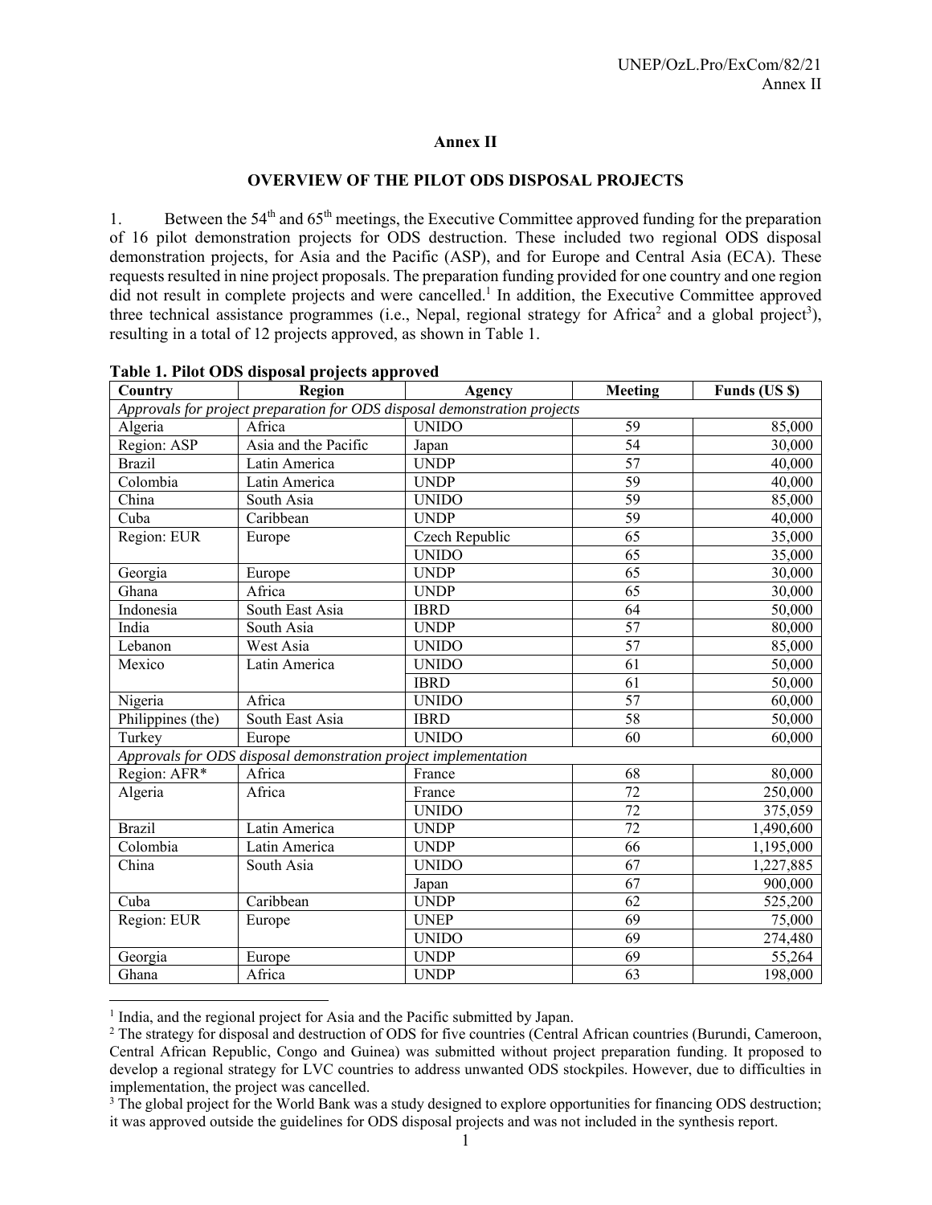# Annex II

## OVERVIEW OF THE PILOT ODS DISPOSAL PROJECTS

1. Between the 54th and 65th meetings, the Executive Committee approved funding for the preparation of 16 pilot demonstration projects for ODS destruction. These included two regional ODS disposal demonstration projects, for Asia and the Pacific (ASP), and for Europe and Central Asia (ECA). These requests resulted in nine project proposals. The preparation funding provided for one country and one region did not result in complete projects and were cancelled.[1] In addition, the Executive Committee approved three technical assistance programmes (i.e., Nepal, regional strategy for Africa[2] and a global project[3]), resulting in a total of 12 projects approved, as shown in Table 1.

**Table 1. Pilot ODS disposal projects approved**

| Country | Region | Agency | Meeting | Funds (US $) |
|---|---|---|---|---|
| *Approvals for project preparation for ODS disposal demonstration projects* | | | | |
| Algeria | Africa | UNIDO | 59 | 85,000 |
| Region: ASP | Asia and the Pacific | Japan | 54 | 30,000 |
| Brazil | Latin America | UNDP | 57 | 40,000 |
| Colombia | Latin America | UNDP | 59 | 40,000 |
| China | South Asia | UNIDO | 59 | 85,000 |
| Cuba | Caribbean | UNDP | 59 | 40,000 |
| Region: EUR | Europe | Czech Republic | 65 | 35,000 |
| | | UNIDO | 65 | 35,000 |
| Georgia | Europe | UNDP | 65 | 30,000 |
| Ghana | Africa | UNDP | 65 | 30,000 |
| Indonesia | South East Asia | IBRD | 64 | 50,000 |
| India | South Asia | UNDP | 57 | 80,000 |
| Lebanon | West Asia | UNIDO | 57 | 85,000 |
| Mexico | Latin America | UNIDO | 61 | 50,000 |
| | | IBRD | 61 | 50,000 |
| Nigeria | Africa | UNIDO | 57 | 60,000 |
| Philippines (the) | South East Asia | IBRD | 58 | 50,000 |
| Turkey | Europe | UNIDO | 60 | 60,000 |
| *Approvals for ODS disposal demonstration project implementation* | | | | |
| Region: AFR* | Africa | France | 68 | 80,000 |
| Algeria | Africa | France | 72 | 250,000 |
| | | UNIDO | 72 | 375,059 |
| Brazil | Latin America | UNDP | 72 | 1,490,600 |
| Colombia | Latin America | UNDP | 66 | 1,195,000 |
| China | South Asia | UNIDO | 67 | 1,227,885 |
| | | Japan | 67 | 900,000 |
| Cuba | Caribbean | UNDP | 62 | 525,200 |
| Region: EUR | Europe | UNEP | 69 | 75,000 |
| | | UNIDO | 69 | 274,480 |
| Georgia | Europe | UNDP | 69 | 55,264 |
| Ghana | Africa | UNDP | 63 | 198,000 |

[1] India, and the regional project for Asia and the Pacific submitted by Japan.

[2] The strategy for disposal and destruction of ODS for five countries (Central African countries (Burundi, Cameroon, Central African Republic, Congo and Guinea) was submitted without project preparation funding. It proposed to develop a regional strategy for LVC countries to address unwanted ODS stockpiles. However, due to difficulties in implementation, the project was cancelled.

[3] The global project for the World Bank was a study designed to explore opportunities for financing ODS destruction; it was approved outside the guidelines for ODS disposal projects and was not included in the synthesis report.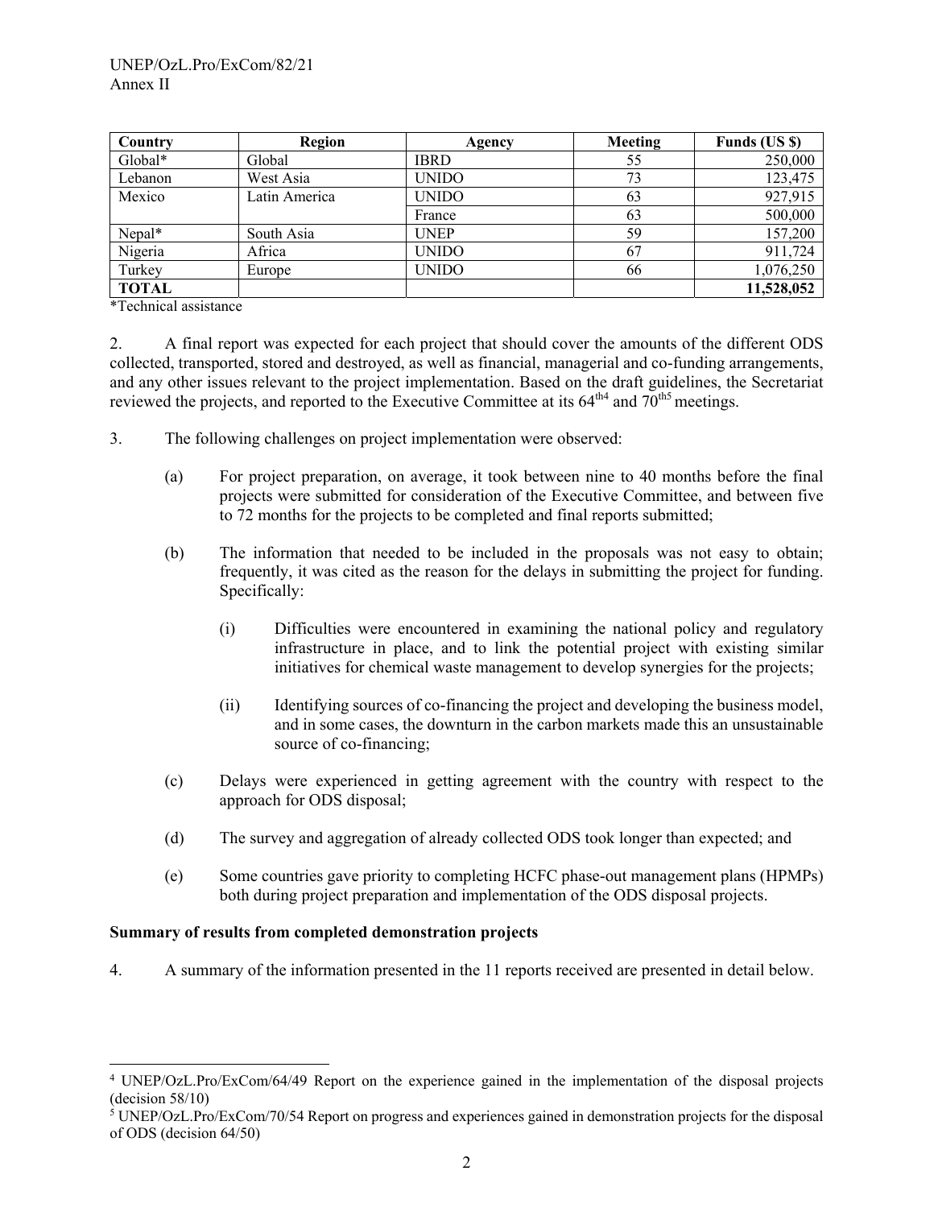| Country | Region | Agency | Meeting | Funds (US $) |
|---|---|---|---|---|
| Global* | Global | IBRD | 55 | 250,000 |
| Lebanon | West Asia | UNIDO | 73 | 123,475 |
| Mexico | Latin America | UNIDO | 63 | 927,915 |
| | | France | 63 | 500,000 |
| Nepal* | South Asia | UNEP | 59 | 157,200 |
| Nigeria | Africa | UNIDO | 67 | 911,724 |
| Turkey | Europe | UNIDO | 66 | 1,076,250 |
| **TOTAL** | | | | **11,528,052** |

*Technical assistance

2. A final report was expected for each project that should cover the amounts of the different ODS collected, transported, stored and destroyed, as well as financial, managerial and co-funding arrangements, and any other issues relevant to the project implementation. Based on the draft guidelines, the Secretariat reviewed the projects, and reported to the Executive Committee at its 64th[4] and 70th[5] meetings.

3. The following challenges on project implementation were observed:

(a) For project preparation, on average, it took between nine to 40 months before the final projects were submitted for consideration of the Executive Committee, and between five to 72 months for the projects to be completed and final reports submitted;

(b) The information that needed to be included in the proposals was not easy to obtain; frequently, it was cited as the reason for the delays in submitting the project for funding. Specifically:

(i) Difficulties were encountered in examining the national policy and regulatory infrastructure in place, and to link the potential project with existing similar initiatives for chemical waste management to develop synergies for the projects;

(ii) Identifying sources of co-financing the project and developing the business model, and in some cases, the downturn in the carbon markets made this an unsustainable source of co-financing;

(c) Delays were experienced in getting agreement with the country with respect to the approach for ODS disposal;

(d) The survey and aggregation of already collected ODS took longer than expected; and

(e) Some countries gave priority to completing HCFC phase-out management plans (HPMPs) both during project preparation and implementation of the ODS disposal projects.

**Summary of results from completed demonstration projects**

4. A summary of the information presented in the 11 reports received are presented in detail below.

---

[4] UNEP/OzL.Pro/ExCom/64/49 Report on the experience gained in the implementation of the disposal projects (decision 58/10)

[5] UNEP/OzL.Pro/ExCom/70/54 Report on progress and experiences gained in demonstration projects for the disposal of ODS (decision 64/50)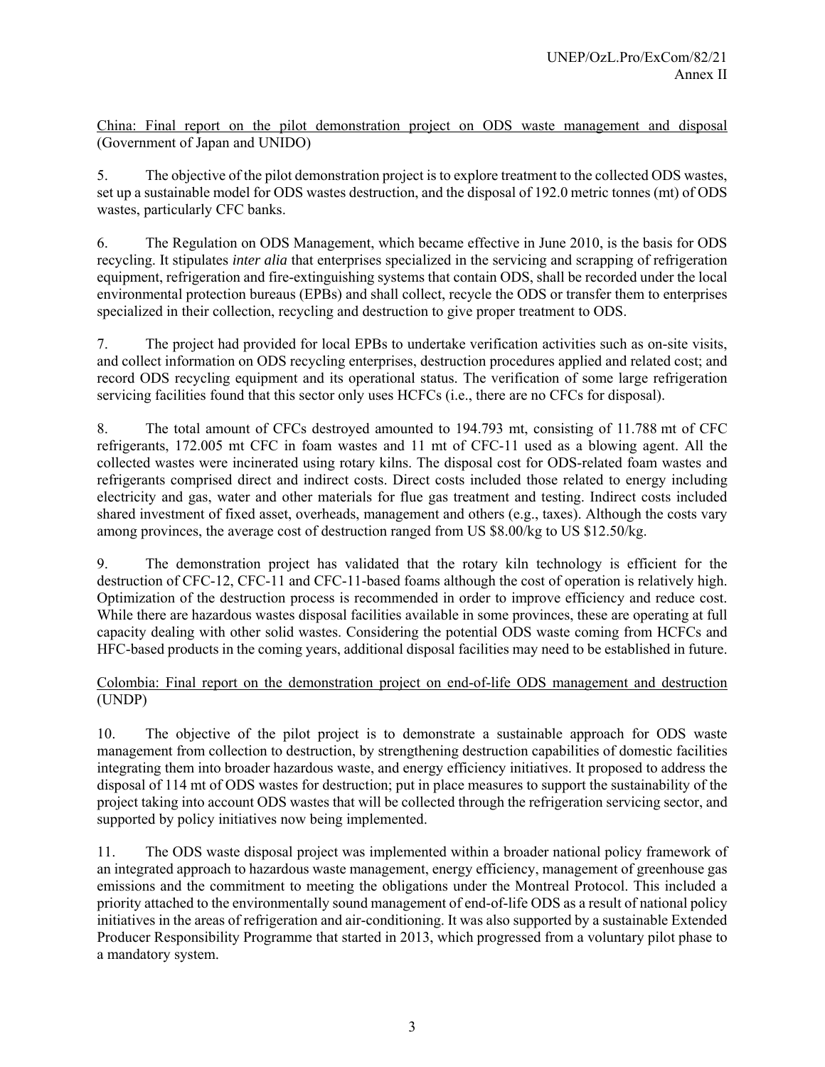China: Final report on the pilot demonstration project on ODS waste management and disposal (Government of Japan and UNIDO)

5. The objective of the pilot demonstration project is to explore treatment to the collected ODS wastes, set up a sustainable model for ODS wastes destruction, and the disposal of 192.0 metric tonnes (mt) of ODS wastes, particularly CFC banks.

6. The Regulation on ODS Management, which became effective in June 2010, is the basis for ODS recycling. It stipulates *inter alia* that enterprises specialized in the servicing and scrapping of refrigeration equipment, refrigeration and fire-extinguishing systems that contain ODS, shall be recorded under the local environmental protection bureaus (EPBs) and shall collect, recycle the ODS or transfer them to enterprises specialized in their collection, recycling and destruction to give proper treatment to ODS.

7. The project had provided for local EPBs to undertake verification activities such as on-site visits, and collect information on ODS recycling enterprises, destruction procedures applied and related cost; and record ODS recycling equipment and its operational status. The verification of some large refrigeration servicing facilities found that this sector only uses HCFCs (i.e., there are no CFCs for disposal).

8. The total amount of CFCs destroyed amounted to 194.793 mt, consisting of 11.788 mt of CFC refrigerants, 172.005 mt CFC in foam wastes and 11 mt of CFC-11 used as a blowing agent. All the collected wastes were incinerated using rotary kilns. The disposal cost for ODS-related foam wastes and refrigerants comprised direct and indirect costs. Direct costs included those related to energy including electricity and gas, water and other materials for flue gas treatment and testing. Indirect costs included shared investment of fixed asset, overheads, management and others (e.g., taxes). Although the costs vary among provinces, the average cost of destruction ranged from US $8.00/kg to US $12.50/kg.

9. The demonstration project has validated that the rotary kiln technology is efficient for the destruction of CFC-12, CFC-11 and CFC-11-based foams although the cost of operation is relatively high. Optimization of the destruction process is recommended in order to improve efficiency and reduce cost. While there are hazardous wastes disposal facilities available in some provinces, these are operating at full capacity dealing with other solid wastes. Considering the potential ODS waste coming from HCFCs and HFC-based products in the coming years, additional disposal facilities may need to be established in future.

Colombia: Final report on the demonstration project on end-of-life ODS management and destruction (UNDP)

10. The objective of the pilot project is to demonstrate a sustainable approach for ODS waste management from collection to destruction, by strengthening destruction capabilities of domestic facilities integrating them into broader hazardous waste, and energy efficiency initiatives. It proposed to address the disposal of 114 mt of ODS wastes for destruction; put in place measures to support the sustainability of the project taking into account ODS wastes that will be collected through the refrigeration servicing sector, and supported by policy initiatives now being implemented.

11. The ODS waste disposal project was implemented within a broader national policy framework of an integrated approach to hazardous waste management, energy efficiency, management of greenhouse gas emissions and the commitment to meeting the obligations under the Montreal Protocol. This included a priority attached to the environmentally sound management of end-of-life ODS as a result of national policy initiatives in the areas of refrigeration and air-conditioning. It was also supported by a sustainable Extended Producer Responsibility Programme that started in 2013, which progressed from a voluntary pilot phase to a mandatory system.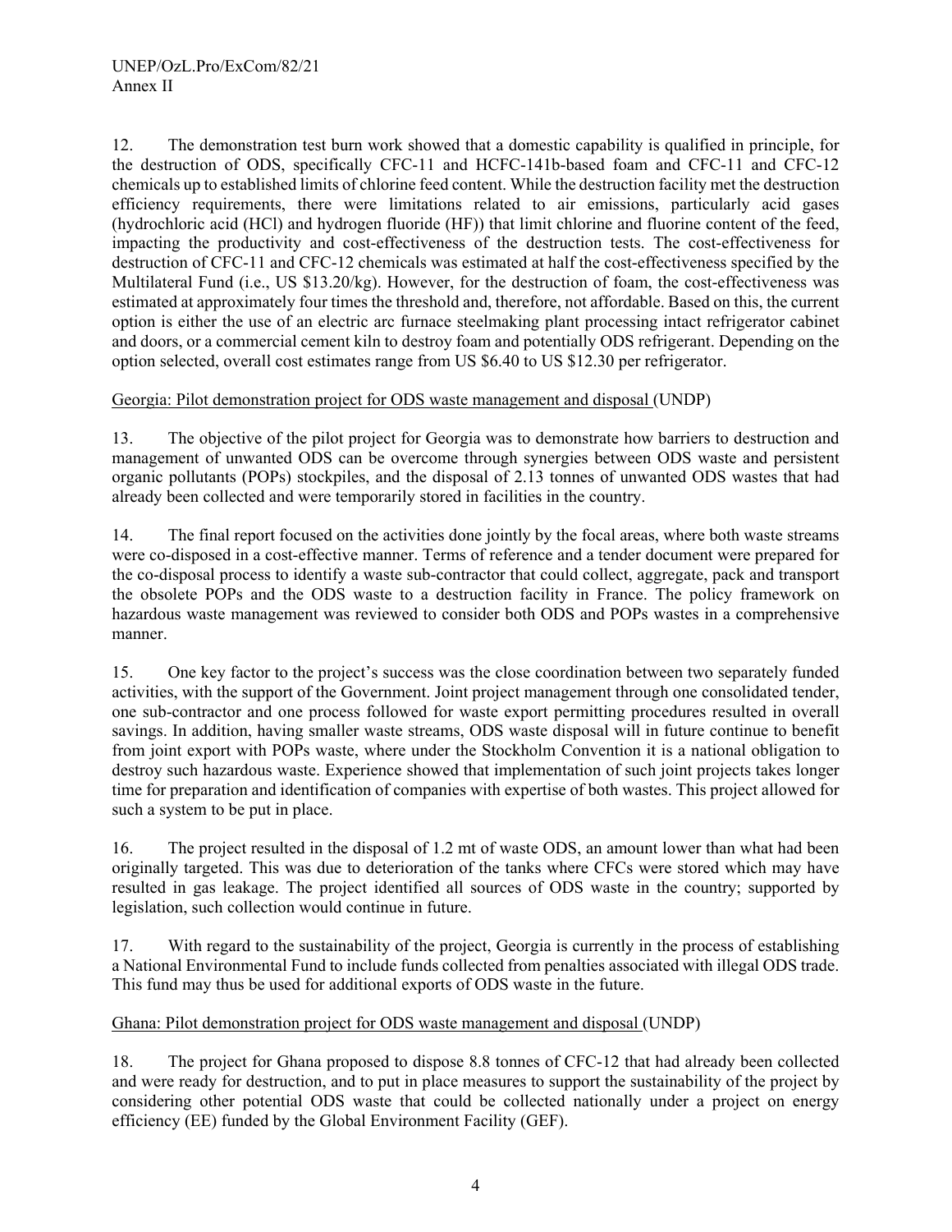12. The demonstration test burn work showed that a domestic capability is qualified in principle, for the destruction of ODS, specifically CFC-11 and HCFC-141b-based foam and CFC-11 and CFC-12 chemicals up to established limits of chlorine feed content. While the destruction facility met the destruction efficiency requirements, there were limitations related to air emissions, particularly acid gases (hydrochloric acid (HCl) and hydrogen fluoride (HF)) that limit chlorine and fluorine content of the feed, impacting the productivity and cost-effectiveness of the destruction tests. The cost-effectiveness for destruction of CFC-11 and CFC-12 chemicals was estimated at half the cost-effectiveness specified by the Multilateral Fund (i.e., US $13.20/kg). However, for the destruction of foam, the cost-effectiveness was estimated at approximately four times the threshold and, therefore, not affordable. Based on this, the current option is either the use of an electric arc furnace steelmaking plant processing intact refrigerator cabinet and doors, or a commercial cement kiln to destroy foam and potentially ODS refrigerant. Depending on the option selected, overall cost estimates range from US $6.40 to US $12.30 per refrigerator.

Georgia: Pilot demonstration project for ODS waste management and disposal (UNDP)

13. The objective of the pilot project for Georgia was to demonstrate how barriers to destruction and management of unwanted ODS can be overcome through synergies between ODS waste and persistent organic pollutants (POPs) stockpiles, and the disposal of 2.13 tonnes of unwanted ODS wastes that had already been collected and were temporarily stored in facilities in the country.

14. The final report focused on the activities done jointly by the focal areas, where both waste streams were co-disposed in a cost-effective manner. Terms of reference and a tender document were prepared for the co-disposal process to identify a waste sub-contractor that could collect, aggregate, pack and transport the obsolete POPs and the ODS waste to a destruction facility in France. The policy framework on hazardous waste management was reviewed to consider both ODS and POPs wastes in a comprehensive manner.

15. One key factor to the project's success was the close coordination between two separately funded activities, with the support of the Government. Joint project management through one consolidated tender, one sub-contractor and one process followed for waste export permitting procedures resulted in overall savings. In addition, having smaller waste streams, ODS waste disposal will in future continue to benefit from joint export with POPs waste, where under the Stockholm Convention it is a national obligation to destroy such hazardous waste. Experience showed that implementation of such joint projects takes longer time for preparation and identification of companies with expertise of both wastes. This project allowed for such a system to be put in place.

16. The project resulted in the disposal of 1.2 mt of waste ODS, an amount lower than what had been originally targeted. This was due to deterioration of the tanks where CFCs were stored which may have resulted in gas leakage. The project identified all sources of ODS waste in the country; supported by legislation, such collection would continue in future.

17. With regard to the sustainability of the project, Georgia is currently in the process of establishing a National Environmental Fund to include funds collected from penalties associated with illegal ODS trade. This fund may thus be used for additional exports of ODS waste in the future.

Ghana: Pilot demonstration project for ODS waste management and disposal (UNDP)

18. The project for Ghana proposed to dispose 8.8 tonnes of CFC-12 that had already been collected and were ready for destruction, and to put in place measures to support the sustainability of the project by considering other potential ODS waste that could be collected nationally under a project on energy efficiency (EE) funded by the Global Environment Facility (GEF).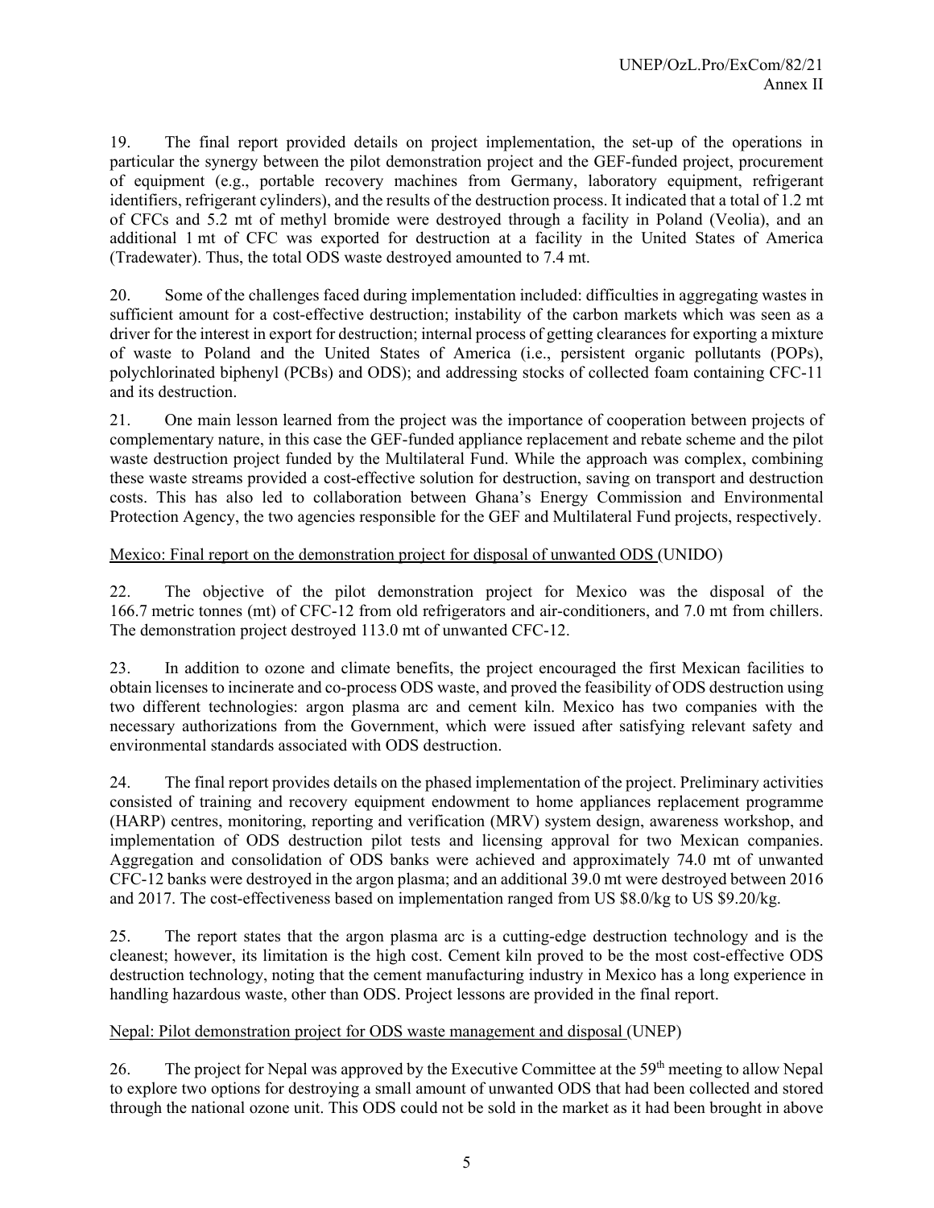19. The final report provided details on project implementation, the set-up of the operations in particular the synergy between the pilot demonstration project and the GEF-funded project, procurement of equipment (e.g., portable recovery machines from Germany, laboratory equipment, refrigerant identifiers, refrigerant cylinders), and the results of the destruction process. It indicated that a total of 1.2 mt of CFCs and 5.2 mt of methyl bromide were destroyed through a facility in Poland (Veolia), and an additional 1 mt of CFC was exported for destruction at a facility in the United States of America (Tradewater). Thus, the total ODS waste destroyed amounted to 7.4 mt.

20. Some of the challenges faced during implementation included: difficulties in aggregating wastes in sufficient amount for a cost-effective destruction; instability of the carbon markets which was seen as a driver for the interest in export for destruction; internal process of getting clearances for exporting a mixture of waste to Poland and the United States of America (i.e., persistent organic pollutants (POPs), polychlorinated biphenyl (PCBs) and ODS); and addressing stocks of collected foam containing CFC-11 and its destruction.

21. One main lesson learned from the project was the importance of cooperation between projects of complementary nature, in this case the GEF-funded appliance replacement and rebate scheme and the pilot waste destruction project funded by the Multilateral Fund. While the approach was complex, combining these waste streams provided a cost-effective solution for destruction, saving on transport and destruction costs. This has also led to collaboration between Ghana's Energy Commission and Environmental Protection Agency, the two agencies responsible for the GEF and Multilateral Fund projects, respectively.

Mexico: Final report on the demonstration project for disposal of unwanted ODS (UNIDO)

22. The objective of the pilot demonstration project for Mexico was the disposal of the 166.7 metric tonnes (mt) of CFC-12 from old refrigerators and air-conditioners, and 7.0 mt from chillers. The demonstration project destroyed 113.0 mt of unwanted CFC-12.

23. In addition to ozone and climate benefits, the project encouraged the first Mexican facilities to obtain licenses to incinerate and co-process ODS waste, and proved the feasibility of ODS destruction using two different technologies: argon plasma arc and cement kiln. Mexico has two companies with the necessary authorizations from the Government, which were issued after satisfying relevant safety and environmental standards associated with ODS destruction.

24. The final report provides details on the phased implementation of the project. Preliminary activities consisted of training and recovery equipment endowment to home appliances replacement programme (HARP) centres, monitoring, reporting and verification (MRV) system design, awareness workshop, and implementation of ODS destruction pilot tests and licensing approval for two Mexican companies. Aggregation and consolidation of ODS banks were achieved and approximately 74.0 mt of unwanted CFC-12 banks were destroyed in the argon plasma; and an additional 39.0 mt were destroyed between 2016 and 2017. The cost-effectiveness based on implementation ranged from US $8.0/kg to US $9.20/kg.

25. The report states that the argon plasma arc is a cutting-edge destruction technology and is the cleanest; however, its limitation is the high cost. Cement kiln proved to be the most cost-effective ODS destruction technology, noting that the cement manufacturing industry in Mexico has a long experience in handling hazardous waste, other than ODS. Project lessons are provided in the final report.

Nepal: Pilot demonstration project for ODS waste management and disposal (UNEP)

26. The project for Nepal was approved by the Executive Committee at the 59th meeting to allow Nepal to explore two options for destroying a small amount of unwanted ODS that had been collected and stored through the national ozone unit. This ODS could not be sold in the market as it had been brought in above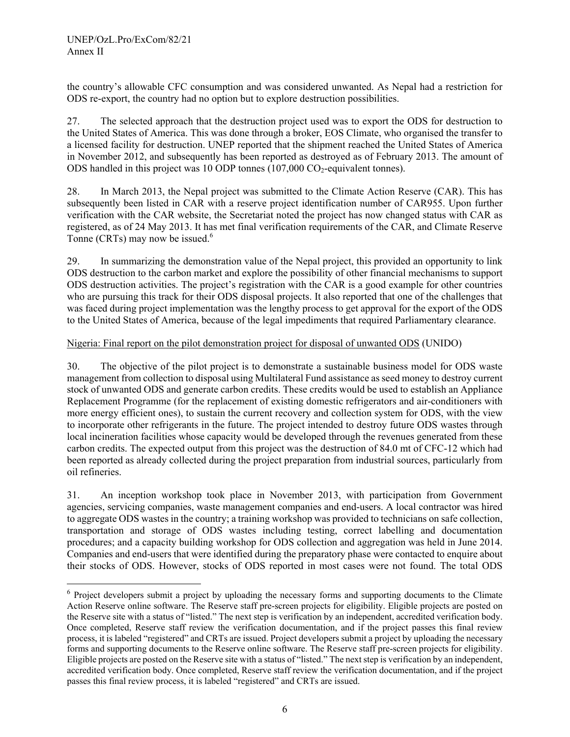the country's allowable CFC consumption and was considered unwanted. As Nepal had a restriction for ODS re-export, the country had no option but to explore destruction possibilities.

27. The selected approach that the destruction project used was to export the ODS for destruction to the United States of America. This was done through a broker, EOS Climate, who organised the transfer to a licensed facility for destruction. UNEP reported that the shipment reached the United States of America in November 2012, and subsequently has been reported as destroyed as of February 2013. The amount of ODS handled in this project was 10 ODP tonnes (107,000 $CO_2$-equivalent tonnes).

28. In March 2013, the Nepal project was submitted to the Climate Action Reserve (CAR). This has subsequently been listed in CAR with a reserve project identification number of CAR955. Upon further verification with the CAR website, the Secretariat noted the project has now changed status with CAR as registered, as of 24 May 2013. It has met final verification requirements of the CAR, and Climate Reserve Tonne (CRTs) may now be issued.[6]

29. In summarizing the demonstration value of the Nepal project, this provided an opportunity to link ODS destruction to the carbon market and explore the possibility of other financial mechanisms to support ODS destruction activities. The project's registration with the CAR is a good example for other countries who are pursuing this track for their ODS disposal projects. It also reported that one of the challenges that was faced during project implementation was the lengthy process to get approval for the export of the ODS to the United States of America, because of the legal impediments that required Parliamentary clearance.

Nigeria: Final report on the pilot demonstration project for disposal of unwanted ODS (UNIDO)

30. The objective of the pilot project is to demonstrate a sustainable business model for ODS waste management from collection to disposal using Multilateral Fund assistance as seed money to destroy current stock of unwanted ODS and generate carbon credits. These credits would be used to establish an Appliance Replacement Programme (for the replacement of existing domestic refrigerators and air-conditioners with more energy efficient ones), to sustain the current recovery and collection system for ODS, with the view to incorporate other refrigerants in the future. The project intended to destroy future ODS wastes through local incineration facilities whose capacity would be developed through the revenues generated from these carbon credits. The expected output from this project was the destruction of 84.0 mt of CFC-12 which had been reported as already collected during the project preparation from industrial sources, particularly from oil refineries.

31. An inception workshop took place in November 2013, with participation from Government agencies, servicing companies, waste management companies and end-users. A local contractor was hired to aggregate ODS wastes in the country; a training workshop was provided to technicians on safe collection, transportation and storage of ODS wastes including testing, correct labelling and documentation procedures; and a capacity building workshop for ODS collection and aggregation was held in June 2014. Companies and end-users that were identified during the preparatory phase were contacted to enquire about their stocks of ODS. However, stocks of ODS reported in most cases were not found. The total ODS

---

[6] Project developers submit a project by uploading the necessary forms and supporting documents to the Climate Action Reserve online software. The Reserve staff pre-screen projects for eligibility. Eligible projects are posted on the Reserve site with a status of "listed." The next step is verification by an independent, accredited verification body. Once completed, Reserve staff review the verification documentation, and if the project passes this final review process, it is labeled "registered" and CRTs are issued. Project developers submit a project by uploading the necessary forms and supporting documents to the Reserve online software. The Reserve staff pre-screen projects for eligibility. Eligible projects are posted on the Reserve site with a status of "listed." The next step is verification by an independent, accredited verification body. Once completed, Reserve staff review the verification documentation, and if the project passes this final review process, it is labeled "registered" and CRTs are issued.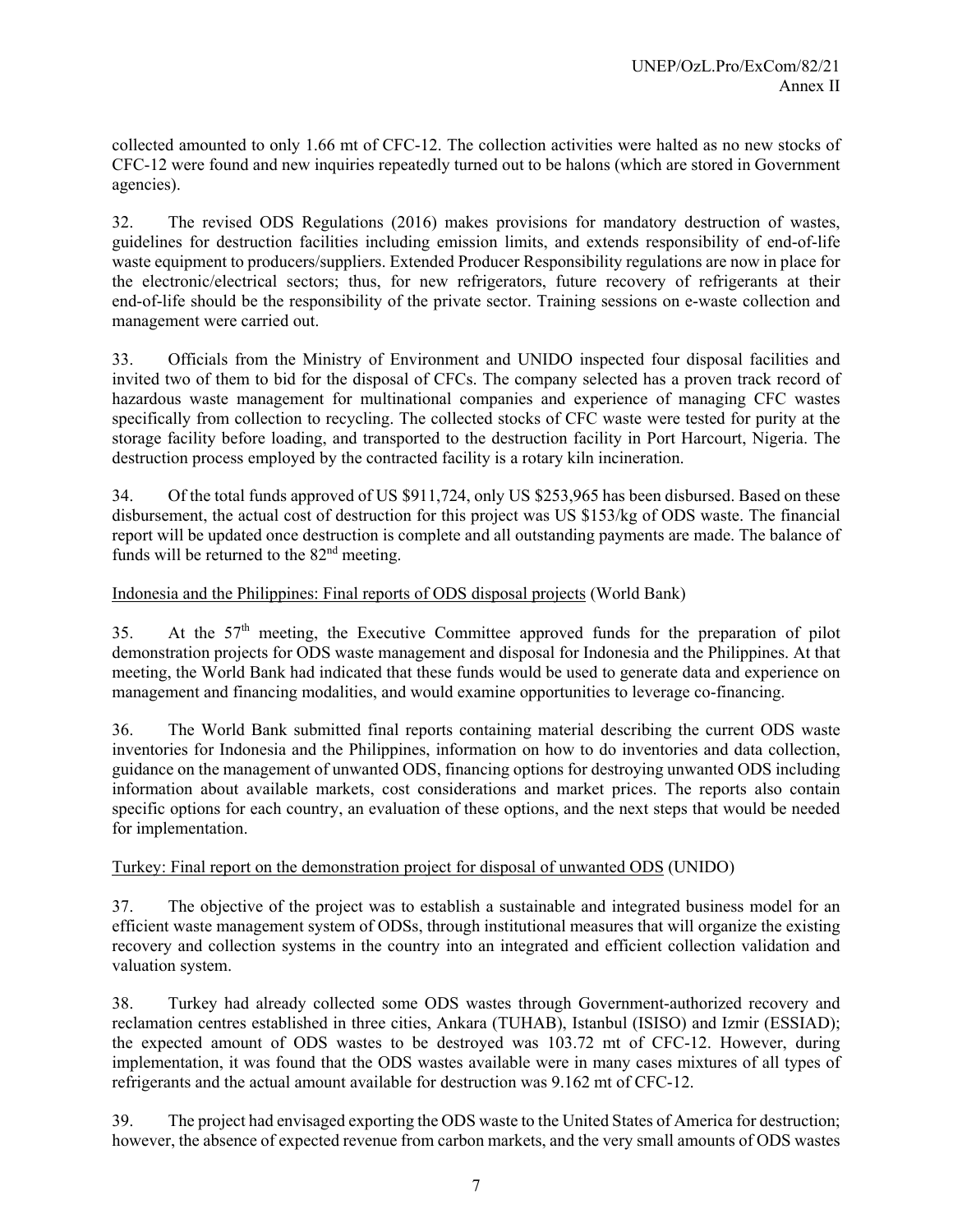collected amounted to only 1.66 mt of CFC-12. The collection activities were halted as no new stocks of CFC-12 were found and new inquiries repeatedly turned out to be halons (which are stored in Government agencies).

32. The revised ODS Regulations (2016) makes provisions for mandatory destruction of wastes, guidelines for destruction facilities including emission limits, and extends responsibility of end-of-life waste equipment to producers/suppliers. Extended Producer Responsibility regulations are now in place for the electronic/electrical sectors; thus, for new refrigerators, future recovery of refrigerants at their end-of-life should be the responsibility of the private sector. Training sessions on e-waste collection and management were carried out.

33. Officials from the Ministry of Environment and UNIDO inspected four disposal facilities and invited two of them to bid for the disposal of CFCs. The company selected has a proven track record of hazardous waste management for multinational companies and experience of managing CFC wastes specifically from collection to recycling. The collected stocks of CFC waste were tested for purity at the storage facility before loading, and transported to the destruction facility in Port Harcourt, Nigeria. The destruction process employed by the contracted facility is a rotary kiln incineration.

34. Of the total funds approved of US $911,724, only US $253,965 has been disbursed. Based on these disbursement, the actual cost of destruction for this project was US $153/kg of ODS waste. The financial report will be updated once destruction is complete and all outstanding payments are made. The balance of funds will be returned to the 82nd meeting.

Indonesia and the Philippines: Final reports of ODS disposal projects (World Bank)

35. At the 57th meeting, the Executive Committee approved funds for the preparation of pilot demonstration projects for ODS waste management and disposal for Indonesia and the Philippines. At that meeting, the World Bank had indicated that these funds would be used to generate data and experience on management and financing modalities, and would examine opportunities to leverage co-financing.

36. The World Bank submitted final reports containing material describing the current ODS waste inventories for Indonesia and the Philippines, information on how to do inventories and data collection, guidance on the management of unwanted ODS, financing options for destroying unwanted ODS including information about available markets, cost considerations and market prices. The reports also contain specific options for each country, an evaluation of these options, and the next steps that would be needed for implementation.

Turkey: Final report on the demonstration project for disposal of unwanted ODS (UNIDO)

37. The objective of the project was to establish a sustainable and integrated business model for an efficient waste management system of ODSs, through institutional measures that will organize the existing recovery and collection systems in the country into an integrated and efficient collection validation and valuation system.

38. Turkey had already collected some ODS wastes through Government-authorized recovery and reclamation centres established in three cities, Ankara (TUHAB), Istanbul (ISISO) and Izmir (ESSIAD); the expected amount of ODS wastes to be destroyed was 103.72 mt of CFC-12. However, during implementation, it was found that the ODS wastes available were in many cases mixtures of all types of refrigerants and the actual amount available for destruction was 9.162 mt of CFC-12.

39. The project had envisaged exporting the ODS waste to the United States of America for destruction; however, the absence of expected revenue from carbon markets, and the very small amounts of ODS wastes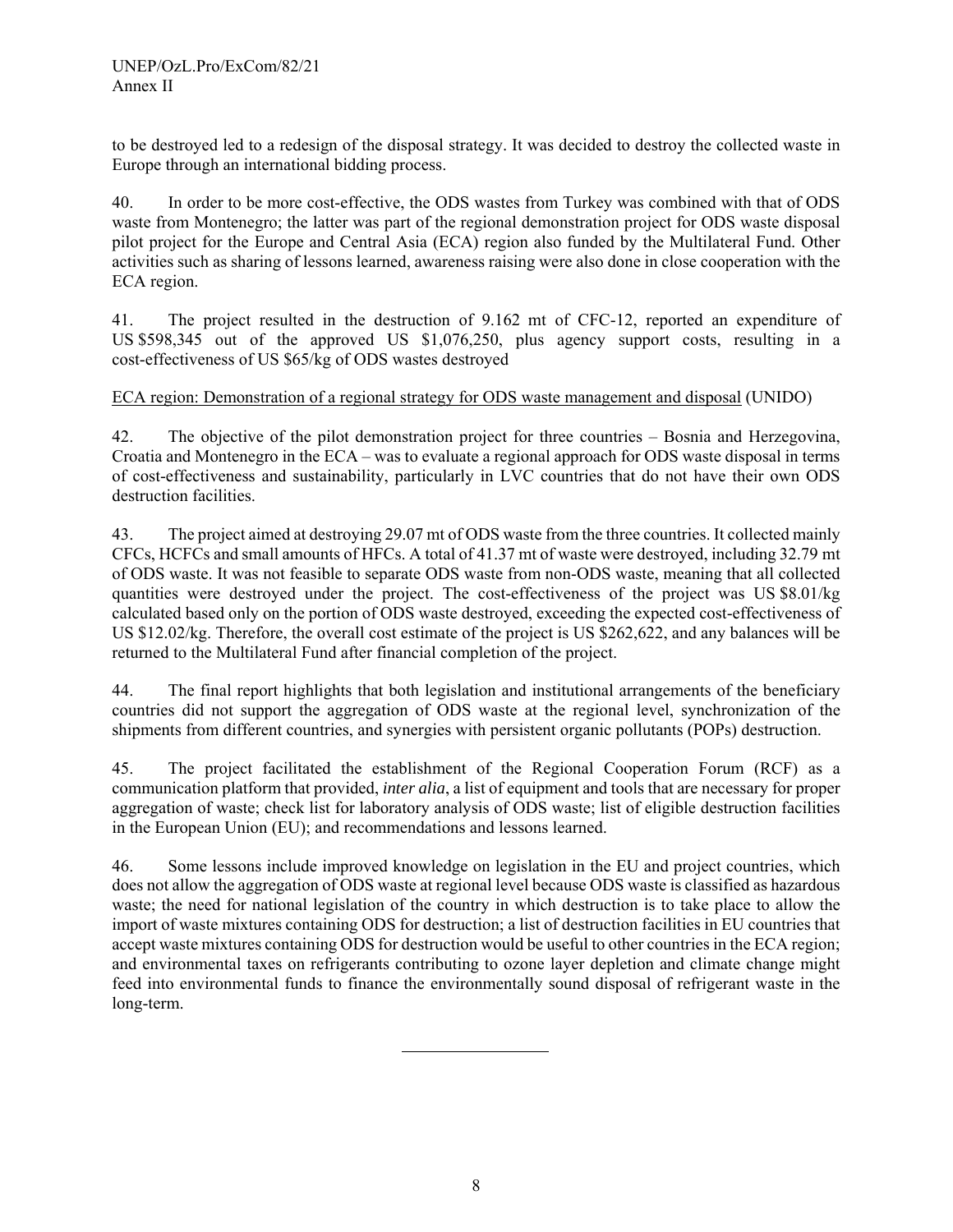to be destroyed led to a redesign of the disposal strategy. It was decided to destroy the collected waste in Europe through an international bidding process.

40. In order to be more cost-effective, the ODS wastes from Turkey was combined with that of ODS waste from Montenegro; the latter was part of the regional demonstration project for ODS waste disposal pilot project for the Europe and Central Asia (ECA) region also funded by the Multilateral Fund. Other activities such as sharing of lessons learned, awareness raising were also done in close cooperation with the ECA region.

41. The project resulted in the destruction of 9.162 mt of CFC-12, reported an expenditure of US $598,345 out of the approved US $1,076,250, plus agency support costs, resulting in a cost-effectiveness of US $65/kg of ODS wastes destroyed

<u>ECA region: Demonstration of a regional strategy for ODS waste management and disposal</u> (UNIDO)

42. The objective of the pilot demonstration project for three countries – Bosnia and Herzegovina, Croatia and Montenegro in the ECA – was to evaluate a regional approach for ODS waste disposal in terms of cost-effectiveness and sustainability, particularly in LVC countries that do not have their own ODS destruction facilities.

43. The project aimed at destroying 29.07 mt of ODS waste from the three countries. It collected mainly CFCs, HCFCs and small amounts of HFCs. A total of 41.37 mt of waste were destroyed, including 32.79 mt of ODS waste. It was not feasible to separate ODS waste from non-ODS waste, meaning that all collected quantities were destroyed under the project. The cost-effectiveness of the project was US $8.01/kg calculated based only on the portion of ODS waste destroyed, exceeding the expected cost-effectiveness of US $12.02/kg. Therefore, the overall cost estimate of the project is US $262,622, and any balances will be returned to the Multilateral Fund after financial completion of the project.

44. The final report highlights that both legislation and institutional arrangements of the beneficiary countries did not support the aggregation of ODS waste at the regional level, synchronization of the shipments from different countries, and synergies with persistent organic pollutants (POPs) destruction.

45. The project facilitated the establishment of the Regional Cooperation Forum (RCF) as a communication platform that provided, *inter alia*, a list of equipment and tools that are necessary for proper aggregation of waste; check list for laboratory analysis of ODS waste; list of eligible destruction facilities in the European Union (EU); and recommendations and lessons learned.

46. Some lessons include improved knowledge on legislation in the EU and project countries, which does not allow the aggregation of ODS waste at regional level because ODS waste is classified as hazardous waste; the need for national legislation of the country in which destruction is to take place to allow the import of waste mixtures containing ODS for destruction; a list of destruction facilities in EU countries that accept waste mixtures containing ODS for destruction would be useful to other countries in the ECA region; and environmental taxes on refrigerants contributing to ozone layer depletion and climate change might feed into environmental funds to finance the environmentally sound disposal of refrigerant waste in the long-term.